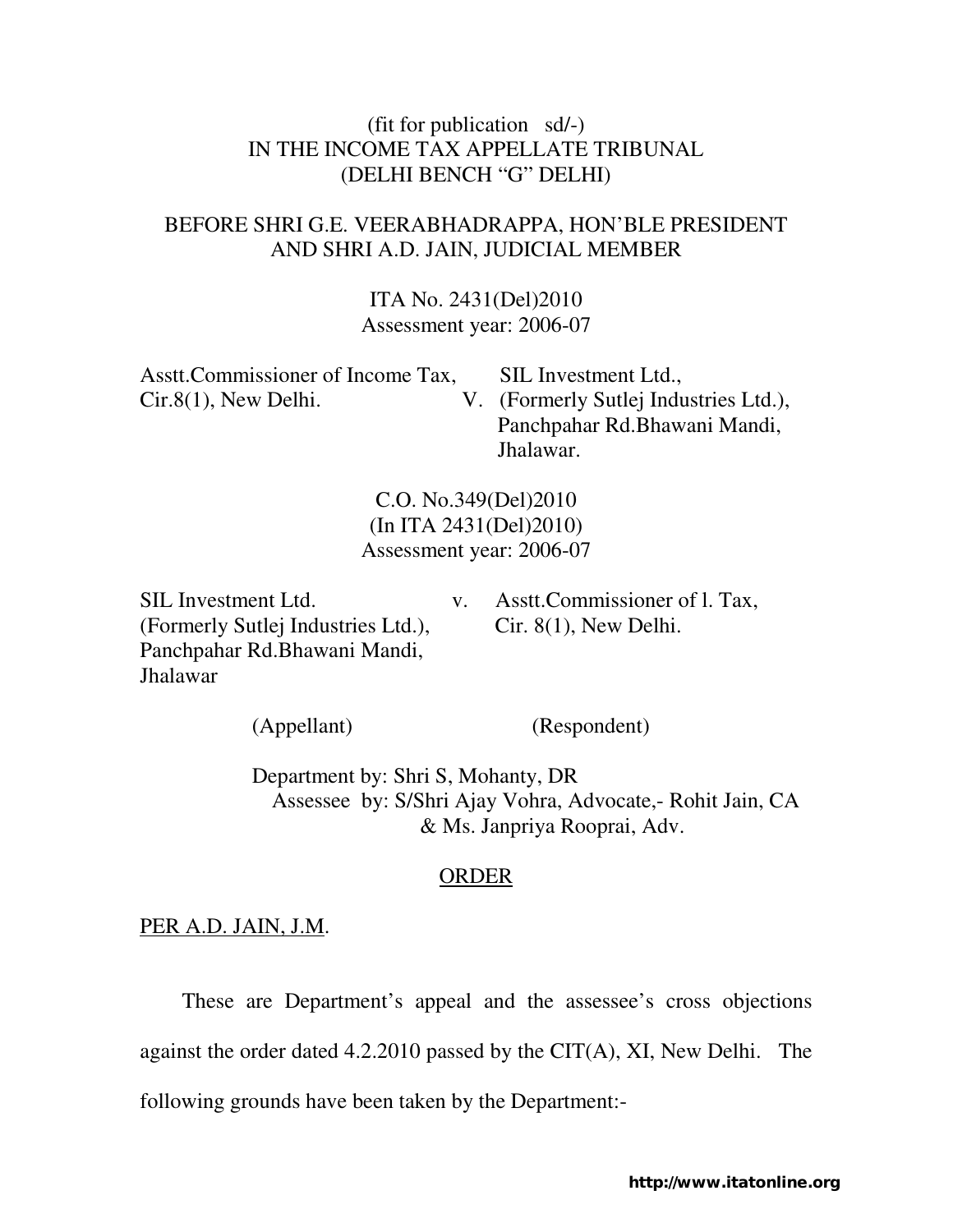(fit for publication sd/-)

IN THE INCOME TAX APPELLATE TRIBUNAL

(DELHI BENCH "G" DELHI)

BEFORE SHRI G.E. VEERABHADRAPPA, HON'BLE PRESIDENT AND SHRI A.D. JAIN, JUDICIAL MEMBER

ITA No. 2431(Del)2010

Assessment year: 2006-07

| | | |
|---|---|---|
| Asstt.Commissioner of Income Tax, Cir.8(1), New Delhi. | V. | SIL Investment Ltd., (Formerly Sutlej Industries Ltd.), Panchpahar Rd.Bhawani Mandi, Jhalawar. |

C.O. No.349(Del)2010

(In ITA 2431(Del)2010)

Assessment year: 2006-07

| | | |
|---|---|---|
| SIL Investment Ltd. (Formerly Sutlej Industries Ltd.), Panchpahar Rd.Bhawani Mandi, Jhalawar | v. | Asstt.Commissioner of l. Tax, Cir. 8(1), New Delhi. |
| (Appellant) | | (Respondent) |

Department by: Shri S, Mohanty, DR

Assessee by: S/Shri Ajay Vohra, Advocate,- Rohit Jain, CA & Ms. Janpriya Rooprai, Adv.

## ORDER

PER A.D. JAIN, J.M.

These are Department's appeal and the assessee's cross objections against the order dated 4.2.2010 passed by the CIT(A), XI, New Delhi. The following grounds have been taken by the Department:-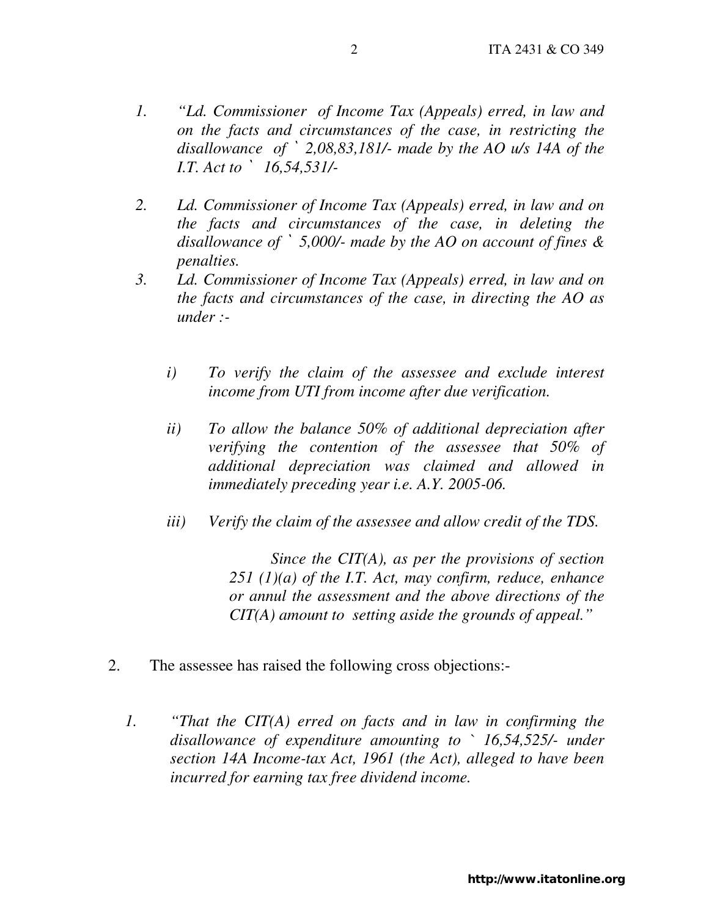1. *"Ld. Commissioner of Income Tax (Appeals) erred, in law and on the facts and circumstances of the case, in restricting the disallowance of ` 2,08,83,181/- made by the AO u/s 14A of the I.T. Act to ` 16,54,531/-*

2. *Ld. Commissioner of Income Tax (Appeals) erred, in law and on the facts and circumstances of the case, in deleting the disallowance of ` 5,000/- made by the AO on account of fines & penalties.*

3. *Ld. Commissioner of Income Tax (Appeals) erred, in law and on the facts and circumstances of the case, in directing the AO as under :-*

   *i) To verify the claim of the assessee and exclude interest income from UTI from income after due verification.*

   *ii) To allow the balance 50% of additional depreciation after verifying the contention of the assessee that 50% of additional depreciation was claimed and allowed in immediately preceding year i.e. A.Y. 2005-06.*

   *iii) Verify the claim of the assessee and allow credit of the TDS.*

   *Since the CIT(A), as per the provisions of section 251 (1)(a) of the I.T. Act, may confirm, reduce, enhance or annul the assessment and the above directions of the CIT(A) amount to setting aside the grounds of appeal."*

2. The assessee has raised the following cross objections:-

1. *"That the CIT(A) erred on facts and in law in confirming the disallowance of expenditure amounting to ` 16,54,525/- under section 14A Income-tax Act, 1961 (the Act), alleged to have been incurred for earning tax free dividend income.*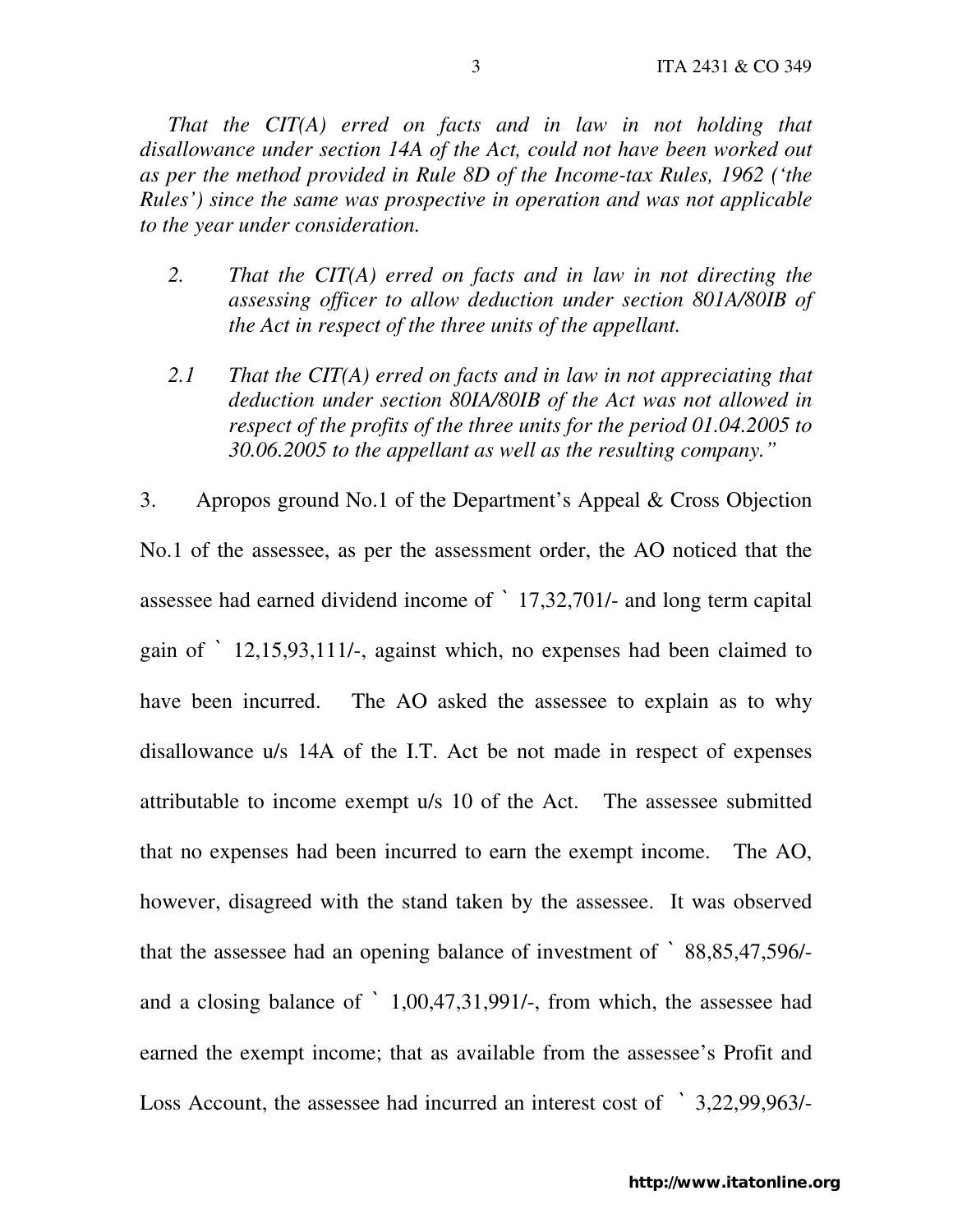*That the CIT(A) erred on facts and in law in not holding that disallowance under section 14A of the Act, could not have been worked out as per the method provided in Rule 8D of the Income-tax Rules, 1962 ('the Rules') since the same was prospective in operation and was not applicable to the year under consideration.*

*2. That the CIT(A) erred on facts and in law in not directing the assessing officer to allow deduction under section 801A/80IB of the Act in respect of the three units of the appellant.*

*2.1 That the CIT(A) erred on facts and in law in not appreciating that deduction under section 80IA/80IB of the Act was not allowed in respect of the profits of the three units for the period 01.04.2005 to 30.06.2005 to the appellant as well as the resulting company."*

3. Apropos ground No.1 of the Department's Appeal & Cross Objection No.1 of the assessee, as per the assessment order, the AO noticed that the assessee had earned dividend income of ` 17,32,701/- and long term capital gain of ` 12,15,93,111/-, against which, no expenses had been claimed to have been incurred. The AO asked the assessee to explain as to why disallowance u/s 14A of the I.T. Act be not made in respect of expenses attributable to income exempt u/s 10 of the Act. The assessee submitted that no expenses had been incurred to earn the exempt income. The AO, however, disagreed with the stand taken by the assessee. It was observed that the assessee had an opening balance of investment of ` 88,85,47,596/- and a closing balance of ` 1,00,47,31,991/-, from which, the assessee had earned the exempt income; that as available from the assessee's Profit and Loss Account, the assessee had incurred an interest cost of ` 3,22,99,963/-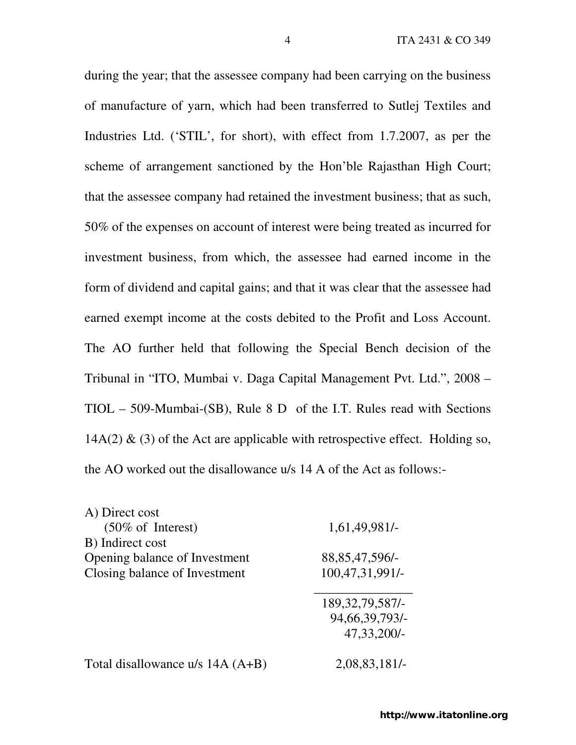during the year; that the assessee company had been carrying on the business of manufacture of yarn, which had been transferred to Sutlej Textiles and Industries Ltd. ('STIL', for short), with effect from 1.7.2007, as per the scheme of arrangement sanctioned by the Hon'ble Rajasthan High Court; that the assessee company had retained the investment business; that as such, 50% of the expenses on account of interest were being treated as incurred for investment business, from which, the assessee had earned income in the form of dividend and capital gains; and that it was clear that the assessee had earned exempt income at the costs debited to the Profit and Loss Account. The AO further held that following the Special Bench decision of the Tribunal in "ITO, Mumbai v. Daga Capital Management Pvt. Ltd.", 2008 – TIOL – 509-Mumbai-(SB), Rule 8 D of the I.T. Rules read with Sections 14A(2) & (3) of the Act are applicable with retrospective effect. Holding so, the AO worked out the disallowance u/s 14 A of the Act as follows:-

| | |
|---|---|
| A) Direct cost | |
| (50% of Interest) | 1,61,49,981/- |
| B) Indirect cost | |
| Opening balance of Investment | 88,85,47,596/- |
| Closing balance of Investment | 100,47,31,991/- |
| | 189,32,79,587/- |
| | 94,66,39,793/- |
| | 47,33,200/- |
| Total disallowance u/s 14A (A+B) | 2,08,83,181/- |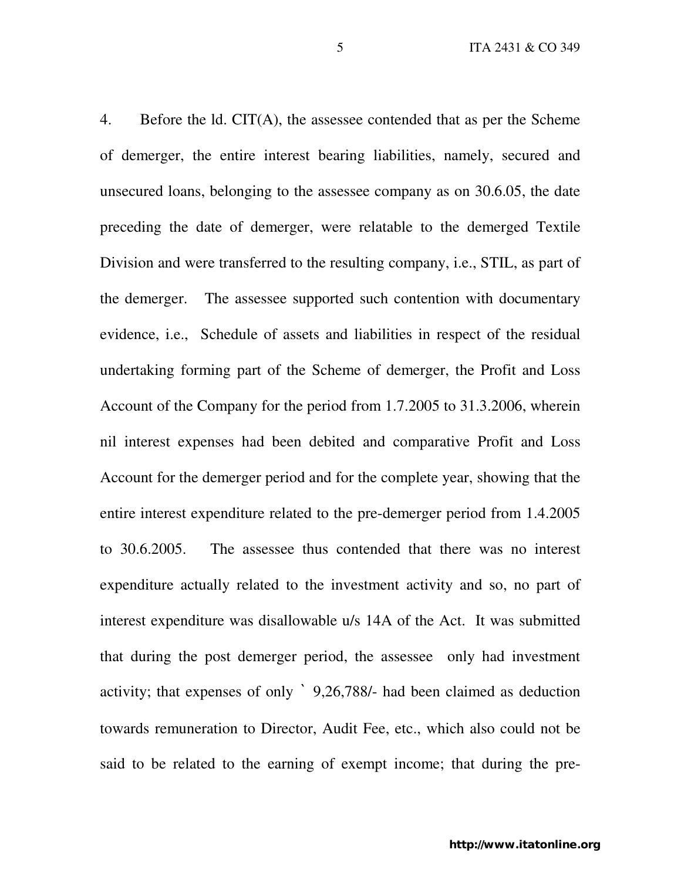4. Before the ld. CIT(A), the assessee contended that as per the Scheme of demerger, the entire interest bearing liabilities, namely, secured and unsecured loans, belonging to the assessee company as on 30.6.05, the date preceding the date of demerger, were relatable to the demerged Textile Division and were transferred to the resulting company, i.e., STIL, as part of the demerger. The assessee supported such contention with documentary evidence, i.e., Schedule of assets and liabilities in respect of the residual undertaking forming part of the Scheme of demerger, the Profit and Loss Account of the Company for the period from 1.7.2005 to 31.3.2006, wherein nil interest expenses had been debited and comparative Profit and Loss Account for the demerger period and for the complete year, showing that the entire interest expenditure related to the pre-demerger period from 1.4.2005 to 30.6.2005. The assessee thus contended that there was no interest expenditure actually related to the investment activity and so, no part of interest expenditure was disallowable u/s 14A of the Act. It was submitted that during the post demerger period, the assessee only had investment activity; that expenses of only ` 9,26,788/- had been claimed as deduction towards remuneration to Director, Audit Fee, etc., which also could not be said to be related to the earning of exempt income; that during the pre-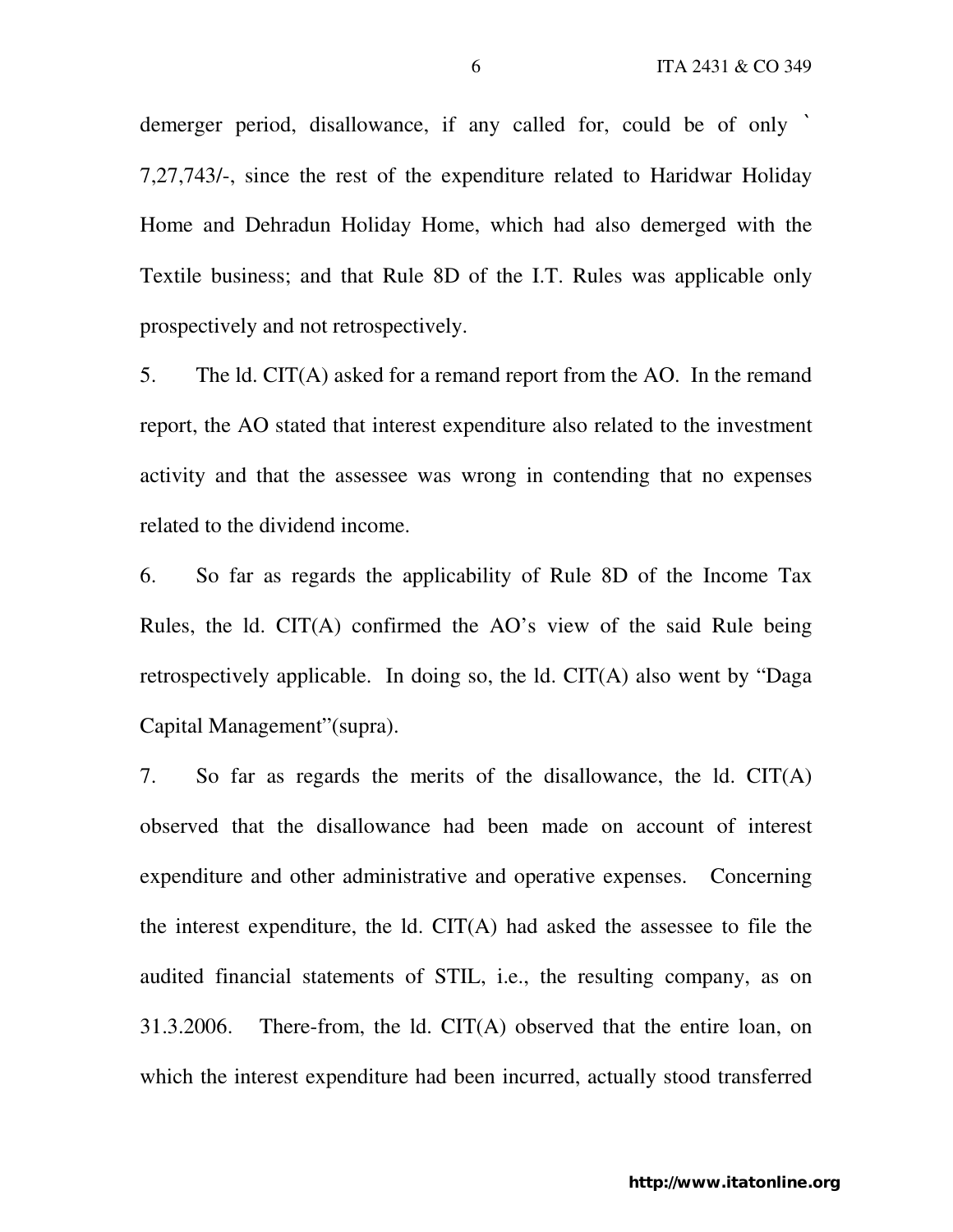demerger period, disallowance, if any called for, could be of only ` 7,27,743/-, since the rest of the expenditure related to Haridwar Holiday Home and Dehradun Holiday Home, which had also demerged with the Textile business; and that Rule 8D of the I.T. Rules was applicable only prospectively and not retrospectively.

5. The ld. CIT(A) asked for a remand report from the AO. In the remand report, the AO stated that interest expenditure also related to the investment activity and that the assessee was wrong in contending that no expenses related to the dividend income.

6. So far as regards the applicability of Rule 8D of the Income Tax Rules, the ld. CIT(A) confirmed the AO's view of the said Rule being retrospectively applicable. In doing so, the ld. CIT(A) also went by "Daga Capital Management"(supra).

7. So far as regards the merits of the disallowance, the ld. CIT(A) observed that the disallowance had been made on account of interest expenditure and other administrative and operative expenses. Concerning the interest expenditure, the ld. CIT(A) had asked the assessee to file the audited financial statements of STIL, i.e., the resulting company, as on 31.3.2006. There-from, the ld. CIT(A) observed that the entire loan, on which the interest expenditure had been incurred, actually stood transferred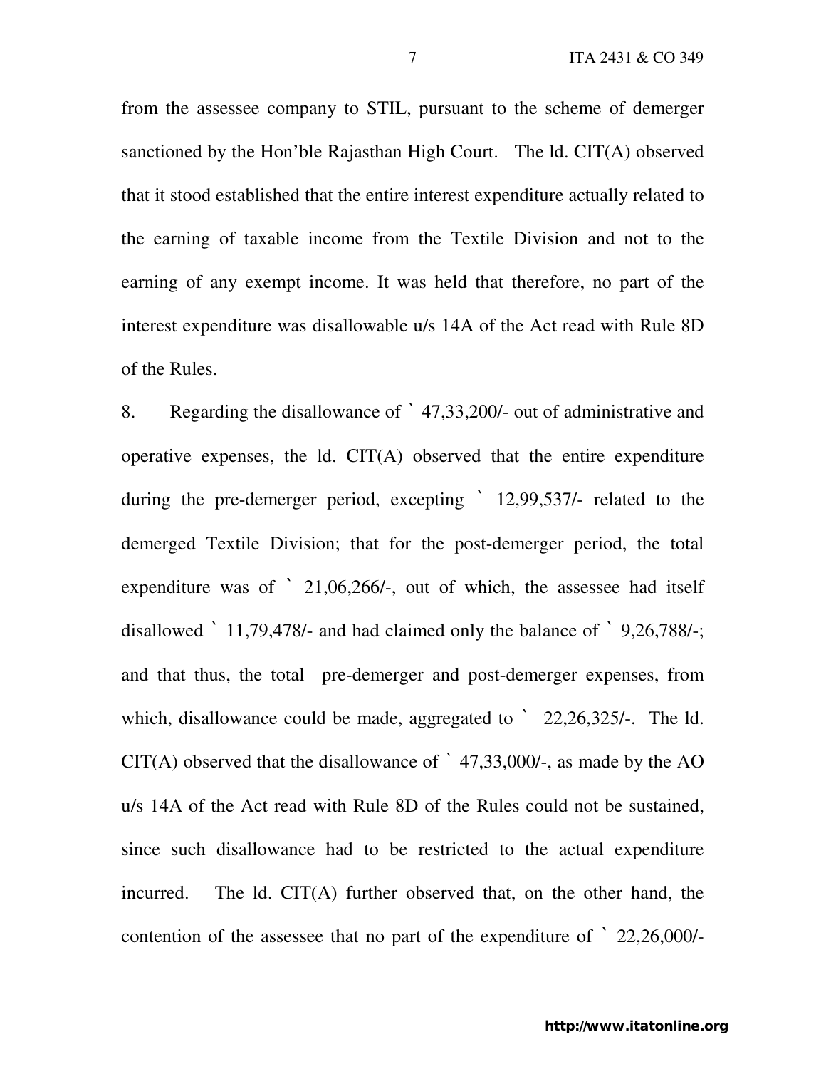from the assessee company to STIL, pursuant to the scheme of demerger sanctioned by the Hon'ble Rajasthan High Court. The ld. CIT(A) observed that it stood established that the entire interest expenditure actually related to the earning of taxable income from the Textile Division and not to the earning of any exempt income. It was held that therefore, no part of the interest expenditure was disallowable u/s 14A of the Act read with Rule 8D of the Rules.

8. Regarding the disallowance of ` 47,33,200/- out of administrative and operative expenses, the ld. CIT(A) observed that the entire expenditure during the pre-demerger period, excepting ` 12,99,537/- related to the demerged Textile Division; that for the post-demerger period, the total expenditure was of ` 21,06,266/-, out of which, the assessee had itself disallowed ` 11,79,478/- and had claimed only the balance of ` 9,26,788/-; and that thus, the total pre-demerger and post-demerger expenses, from which, disallowance could be made, aggregated to ` 22,26,325/-. The ld. CIT(A) observed that the disallowance of ` 47,33,000/-, as made by the AO u/s 14A of the Act read with Rule 8D of the Rules could not be sustained, since such disallowance had to be restricted to the actual expenditure incurred. The ld. CIT(A) further observed that, on the other hand, the contention of the assessee that no part of the expenditure of ` 22,26,000/-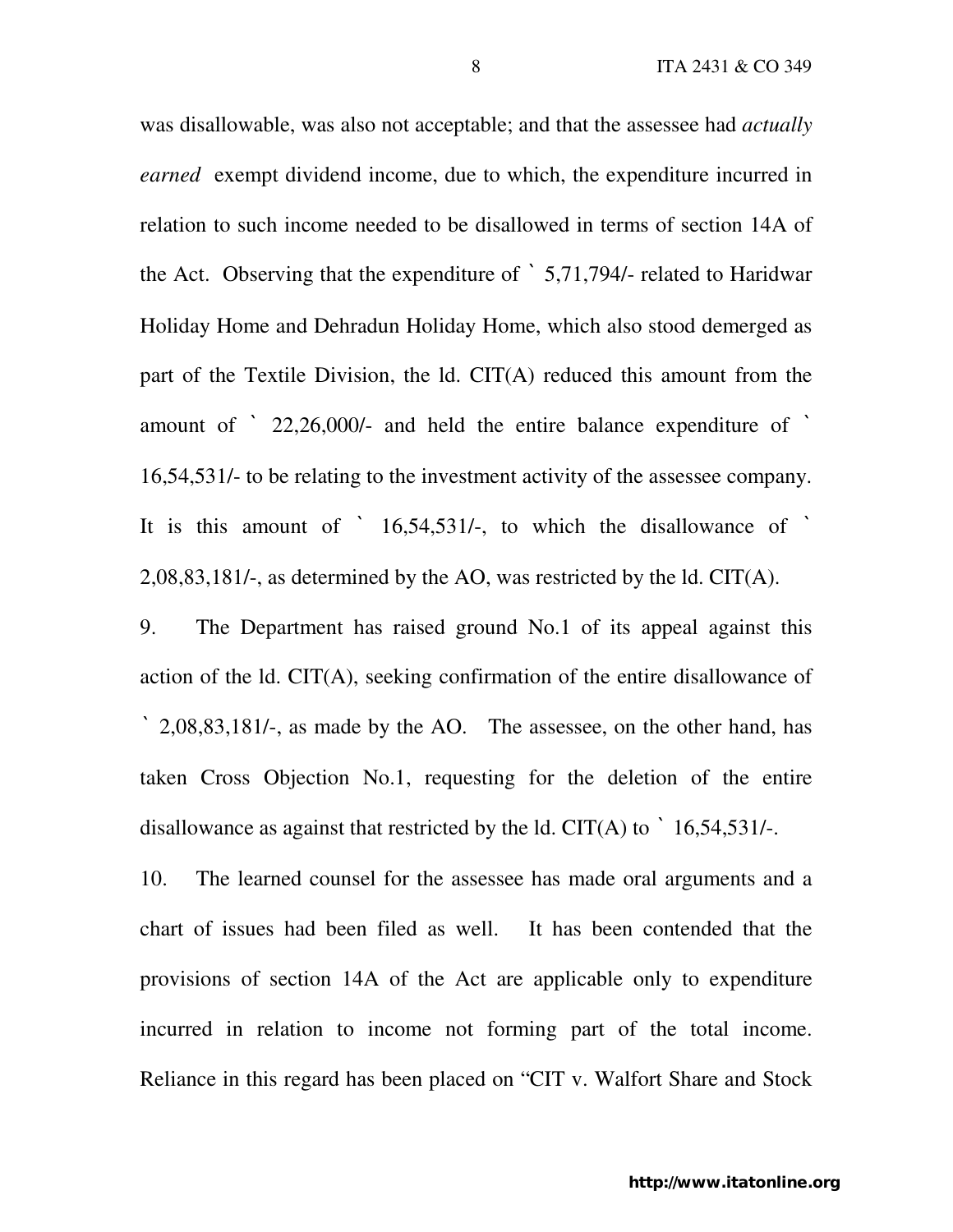was disallowable, was also not acceptable; and that the assessee had *actually earned* exempt dividend income, due to which, the expenditure incurred in relation to such income needed to be disallowed in terms of section 14A of the Act. Observing that the expenditure of ` 5,71,794/- related to Haridwar Holiday Home and Dehradun Holiday Home, which also stood demerged as part of the Textile Division, the ld. CIT(A) reduced this amount from the amount of ` 22,26,000/- and held the entire balance expenditure of ` 16,54,531/- to be relating to the investment activity of the assessee company. It is this amount of ` 16,54,531/-, to which the disallowance of ` 2,08,83,181/-, as determined by the AO, was restricted by the ld. CIT(A).

9. The Department has raised ground No.1 of its appeal against this action of the ld. CIT(A), seeking confirmation of the entire disallowance of ` 2,08,83,181/-, as made by the AO. The assessee, on the other hand, has taken Cross Objection No.1, requesting for the deletion of the entire disallowance as against that restricted by the ld. CIT(A) to ` 16,54,531/-.

10. The learned counsel for the assessee has made oral arguments and a chart of issues had been filed as well. It has been contended that the provisions of section 14A of the Act are applicable only to expenditure incurred in relation to income not forming part of the total income. Reliance in this regard has been placed on "CIT v. Walfort Share and Stock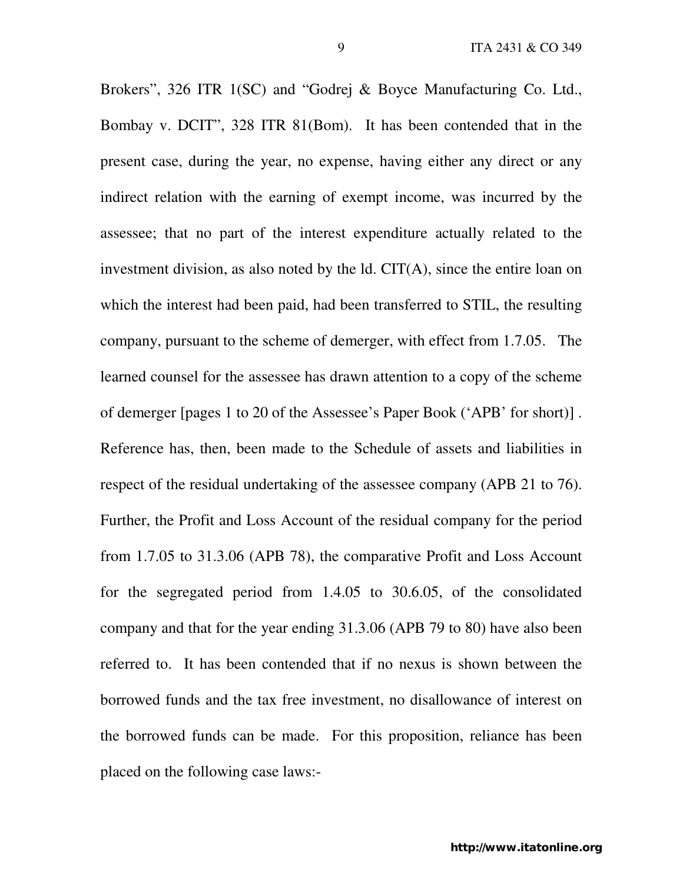Brokers", 326 ITR 1(SC) and "Godrej & Boyce Manufacturing Co. Ltd., Bombay v. DCIT", 328 ITR 81(Bom). It has been contended that in the present case, during the year, no expense, having either any direct or any indirect relation with the earning of exempt income, was incurred by the assessee; that no part of the interest expenditure actually related to the investment division, as also noted by the ld. CIT(A), since the entire loan on which the interest had been paid, had been transferred to STIL, the resulting company, pursuant to the scheme of demerger, with effect from 1.7.05. The learned counsel for the assessee has drawn attention to a copy of the scheme of demerger [pages 1 to 20 of the Assessee's Paper Book ('APB' for short)] . Reference has, then, been made to the Schedule of assets and liabilities in respect of the residual undertaking of the assessee company (APB 21 to 76). Further, the Profit and Loss Account of the residual company for the period from 1.7.05 to 31.3.06 (APB 78), the comparative Profit and Loss Account for the segregated period from 1.4.05 to 30.6.05, of the consolidated company and that for the year ending 31.3.06 (APB 79 to 80) have also been referred to. It has been contended that if no nexus is shown between the borrowed funds and the tax free investment, no disallowance of interest on the borrowed funds can be made. For this proposition, reliance has been placed on the following case laws:-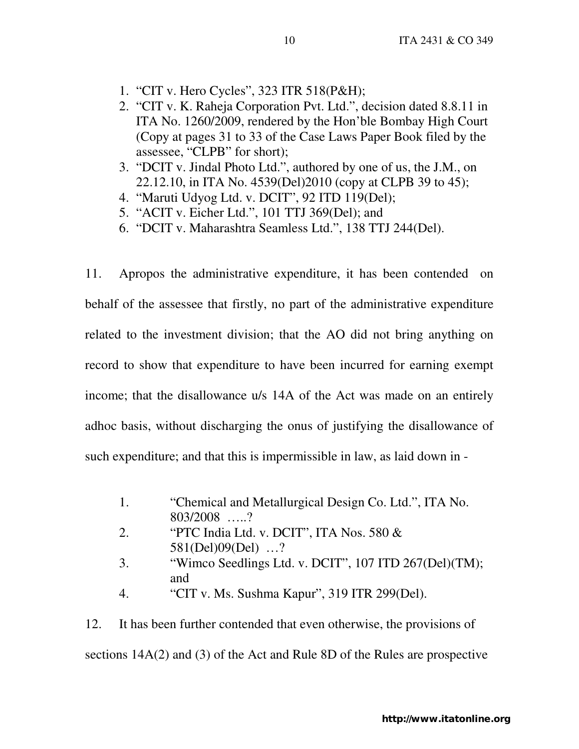1. "CIT v. Hero Cycles", 323 ITR 518(P&H);
2. "CIT v. K. Raheja Corporation Pvt. Ltd.", decision dated 8.8.11 in ITA No. 1260/2009, rendered by the Hon'ble Bombay High Court (Copy at pages 31 to 33 of the Case Laws Paper Book filed by the assessee, "CLPB" for short);
3. "DCIT v. Jindal Photo Ltd.", authored by one of us, the J.M., on 22.12.10, in ITA No. 4539(Del)2010 (copy at CLPB 39 to 45);
4. "Maruti Udyog Ltd. v. DCIT", 92 ITD 119(Del);
5. "ACIT v. Eicher Ltd.", 101 TTJ 369(Del); and
6. "DCIT v. Maharashtra Seamless Ltd.", 138 TTJ 244(Del).

11. Apropos the administrative expenditure, it has been contended on behalf of the assessee that firstly, no part of the administrative expenditure related to the investment division; that the AO did not bring anything on record to show that expenditure to have been incurred for earning exempt income; that the disallowance u/s 14A of the Act was made on an entirely adhoc basis, without discharging the onus of justifying the disallowance of such expenditure; and that this is impermissible in law, as laid down in -

1. "Chemical and Metallurgical Design Co. Ltd.", ITA No. 803/2008 …..?
2. "PTC India Ltd. v. DCIT", ITA Nos. 580 & 581(Del)09(Del) …?
3. "Wimco Seedlings Ltd. v. DCIT", 107 ITD 267(Del)(TM); and
4. "CIT v. Ms. Sushma Kapur", 319 ITR 299(Del).

12. It has been further contended that even otherwise, the provisions of sections 14A(2) and (3) of the Act and Rule 8D of the Rules are prospective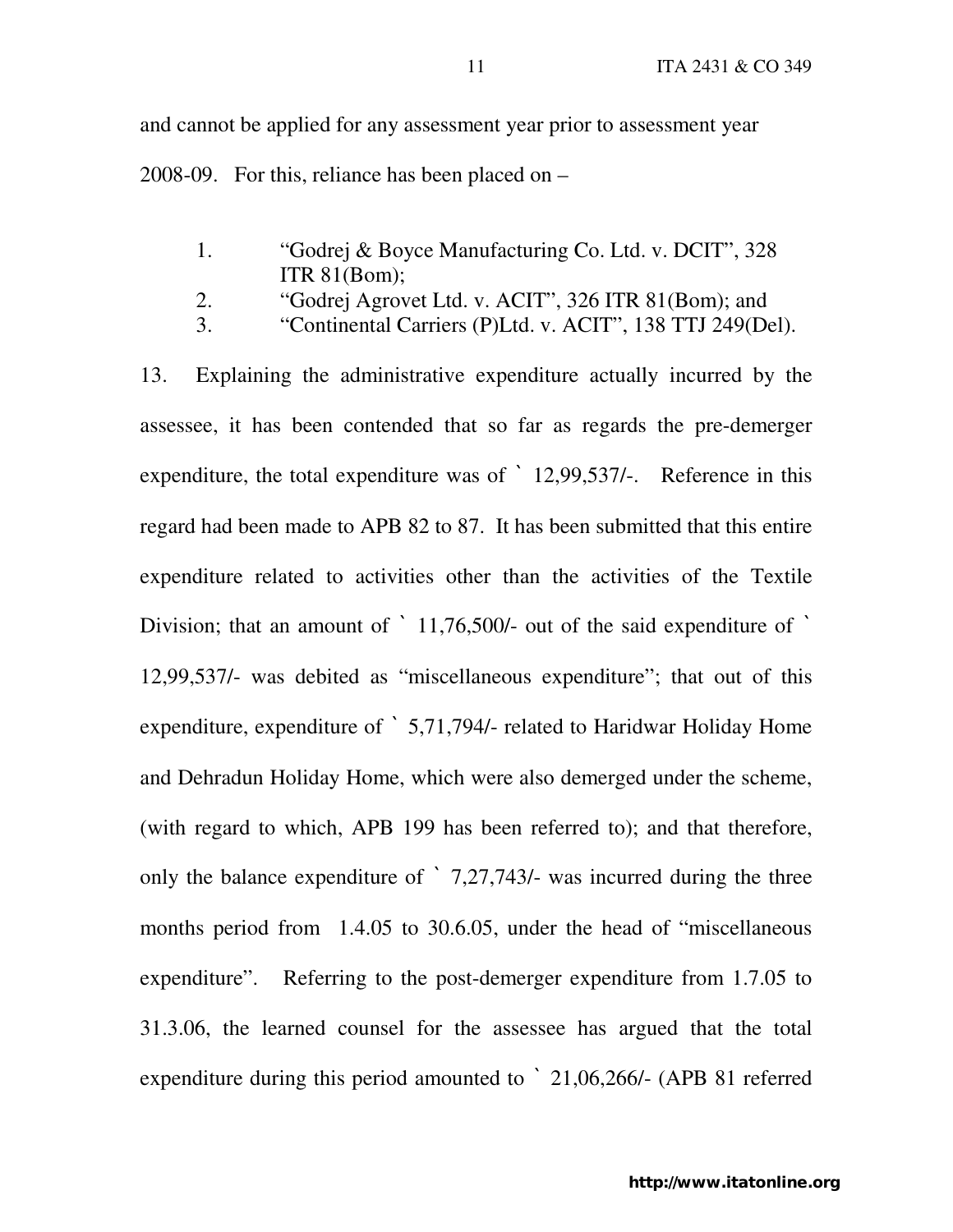and cannot be applied for any assessment year prior to assessment year 2008-09. For this, reliance has been placed on –

1. "Godrej & Boyce Manufacturing Co. Ltd. v. DCIT", 328 ITR 81(Bom);
2. "Godrej Agrovet Ltd. v. ACIT", 326 ITR 81(Bom); and
3. "Continental Carriers (P)Ltd. v. ACIT", 138 TTJ 249(Del).

13. Explaining the administrative expenditure actually incurred by the assessee, it has been contended that so far as regards the pre-demerger expenditure, the total expenditure was of ` 12,99,537/-. Reference in this regard had been made to APB 82 to 87. It has been submitted that this entire expenditure related to activities other than the activities of the Textile Division; that an amount of ` 11,76,500/- out of the said expenditure of ` 12,99,537/- was debited as "miscellaneous expenditure"; that out of this expenditure, expenditure of ` 5,71,794/- related to Haridwar Holiday Home and Dehradun Holiday Home, which were also demerged under the scheme, (with regard to which, APB 199 has been referred to); and that therefore, only the balance expenditure of ` 7,27,743/- was incurred during the three months period from 1.4.05 to 30.6.05, under the head of "miscellaneous expenditure". Referring to the post-demerger expenditure from 1.7.05 to 31.3.06, the learned counsel for the assessee has argued that the total expenditure during this period amounted to ` 21,06,266/- (APB 81 referred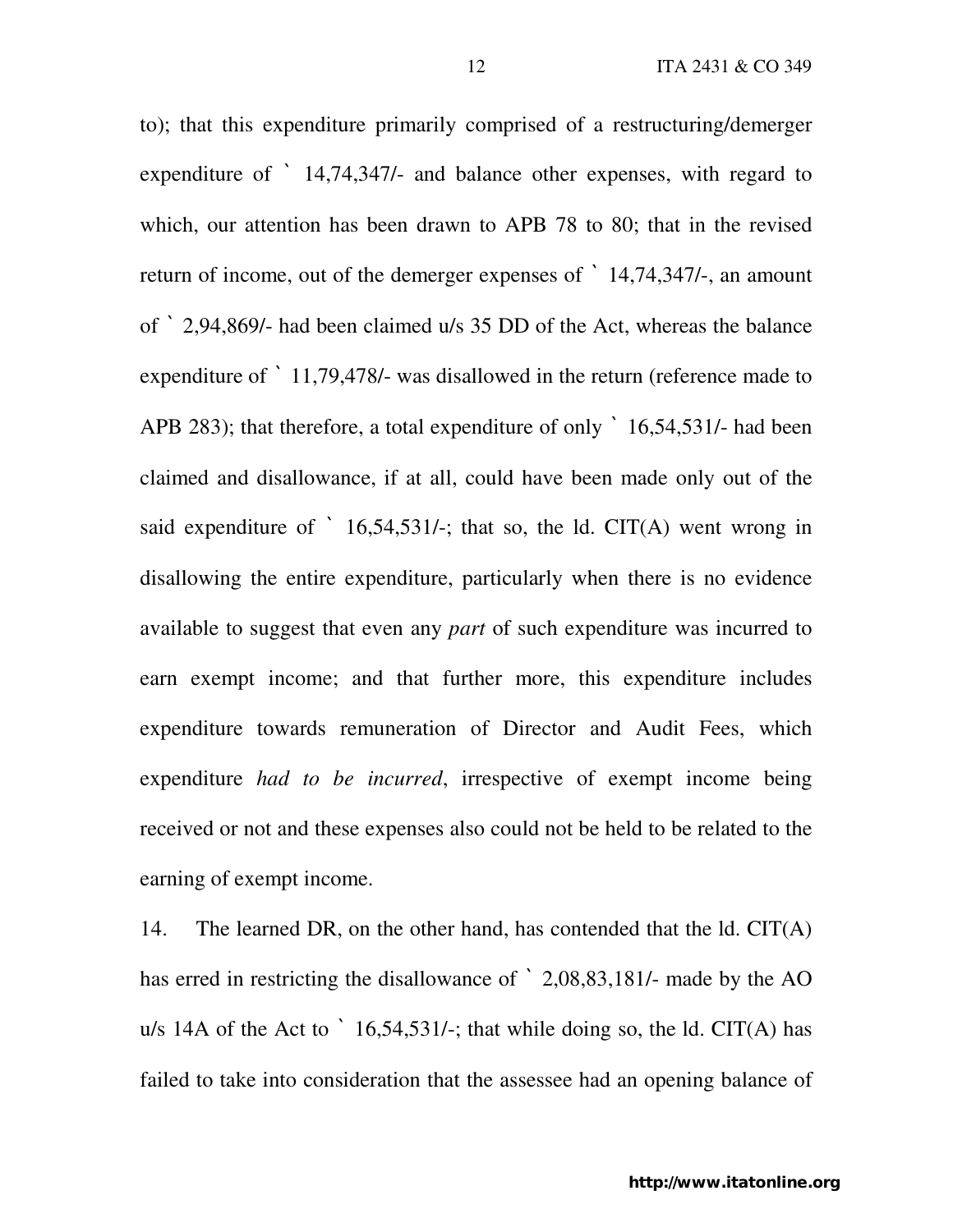to); that this expenditure primarily comprised of a restructuring/demerger expenditure of ` 14,74,347/- and balance other expenses, with regard to which, our attention has been drawn to APB 78 to 80; that in the revised return of income, out of the demerger expenses of ` 14,74,347/-, an amount of ` 2,94,869/- had been claimed u/s 35 DD of the Act, whereas the balance expenditure of ` 11,79,478/- was disallowed in the return (reference made to APB 283); that therefore, a total expenditure of only ` 16,54,531/- had been claimed and disallowance, if at all, could have been made only out of the said expenditure of ` 16,54,531/-; that so, the ld. CIT(A) went wrong in disallowing the entire expenditure, particularly when there is no evidence available to suggest that even any *part* of such expenditure was incurred to earn exempt income; and that further more, this expenditure includes expenditure towards remuneration of Director and Audit Fees, which expenditure *had to be incurred*, irrespective of exempt income being received or not and these expenses also could not be held to be related to the earning of exempt income.

14. The learned DR, on the other hand, has contended that the ld. CIT(A) has erred in restricting the disallowance of ` 2,08,83,181/- made by the AO u/s 14A of the Act to ` 16,54,531/-; that while doing so, the ld. CIT(A) has failed to take into consideration that the assessee had an opening balance of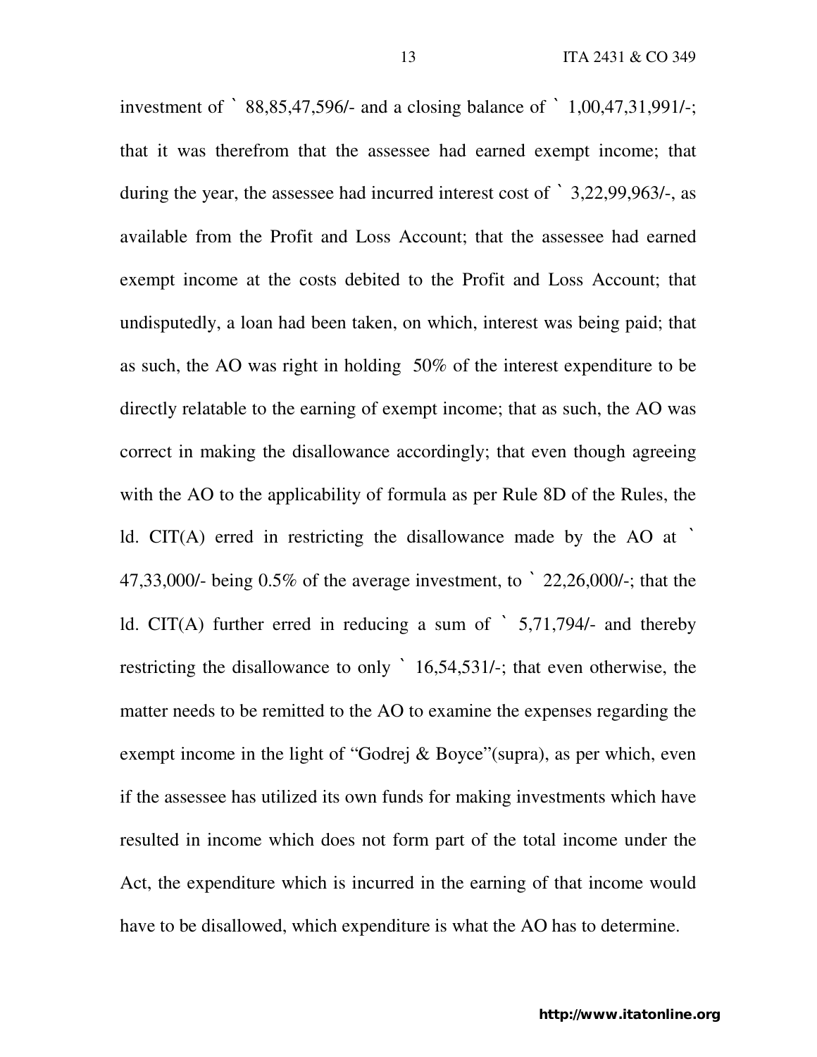investment of ` 88,85,47,596/- and a closing balance of ` 1,00,47,31,991/-; that it was therefrom that the assessee had earned exempt income; that during the year, the assessee had incurred interest cost of ` 3,22,99,963/-, as available from the Profit and Loss Account; that the assessee had earned exempt income at the costs debited to the Profit and Loss Account; that undisputedly, a loan had been taken, on which, interest was being paid; that as such, the AO was right in holding 50% of the interest expenditure to be directly relatable to the earning of exempt income; that as such, the AO was correct in making the disallowance accordingly; that even though agreeing with the AO to the applicability of formula as per Rule 8D of the Rules, the ld. CIT(A) erred in restricting the disallowance made by the AO at ` 47,33,000/- being 0.5% of the average investment, to ` 22,26,000/-; that the ld. CIT(A) further erred in reducing a sum of ` 5,71,794/- and thereby restricting the disallowance to only ` 16,54,531/-; that even otherwise, the matter needs to be remitted to the AO to examine the expenses regarding the exempt income in the light of "Godrej & Boyce"(supra), as per which, even if the assessee has utilized its own funds for making investments which have resulted in income which does not form part of the total income under the Act, the expenditure which is incurred in the earning of that income would have to be disallowed, which expenditure is what the AO has to determine.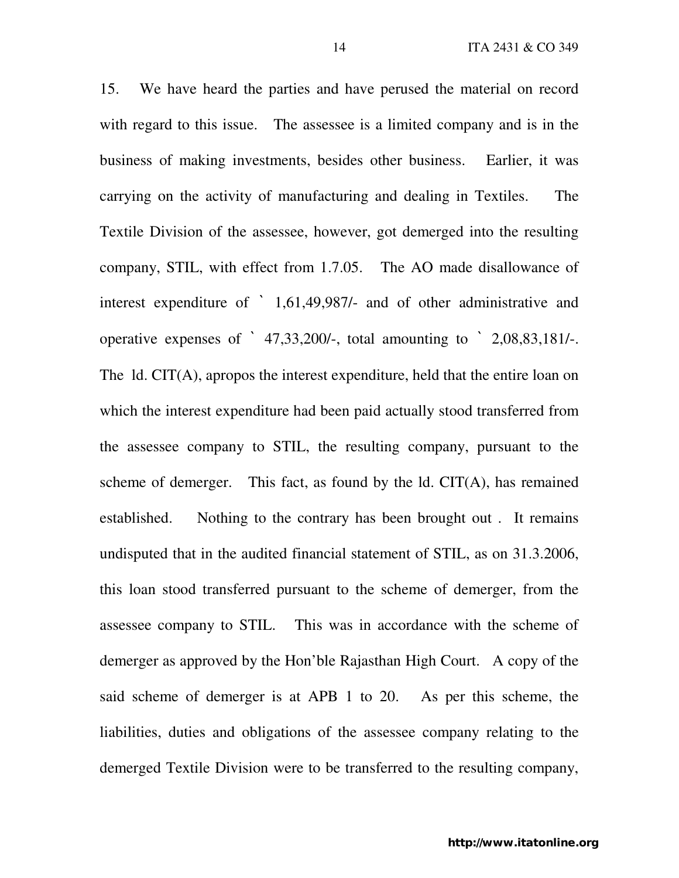15. We have heard the parties and have perused the material on record with regard to this issue. The assessee is a limited company and is in the business of making investments, besides other business. Earlier, it was carrying on the activity of manufacturing and dealing in Textiles. The Textile Division of the assessee, however, got demerged into the resulting company, STIL, with effect from 1.7.05. The AO made disallowance of interest expenditure of ` 1,61,49,987/- and of other administrative and operative expenses of ` 47,33,200/-, total amounting to ` 2,08,83,181/-. The ld. CIT(A), apropos the interest expenditure, held that the entire loan on which the interest expenditure had been paid actually stood transferred from the assessee company to STIL, the resulting company, pursuant to the scheme of demerger. This fact, as found by the ld. CIT(A), has remained established. Nothing to the contrary has been brought out . It remains undisputed that in the audited financial statement of STIL, as on 31.3.2006, this loan stood transferred pursuant to the scheme of demerger, from the assessee company to STIL. This was in accordance with the scheme of demerger as approved by the Hon'ble Rajasthan High Court. A copy of the said scheme of demerger is at APB 1 to 20. As per this scheme, the liabilities, duties and obligations of the assessee company relating to the demerged Textile Division were to be transferred to the resulting company,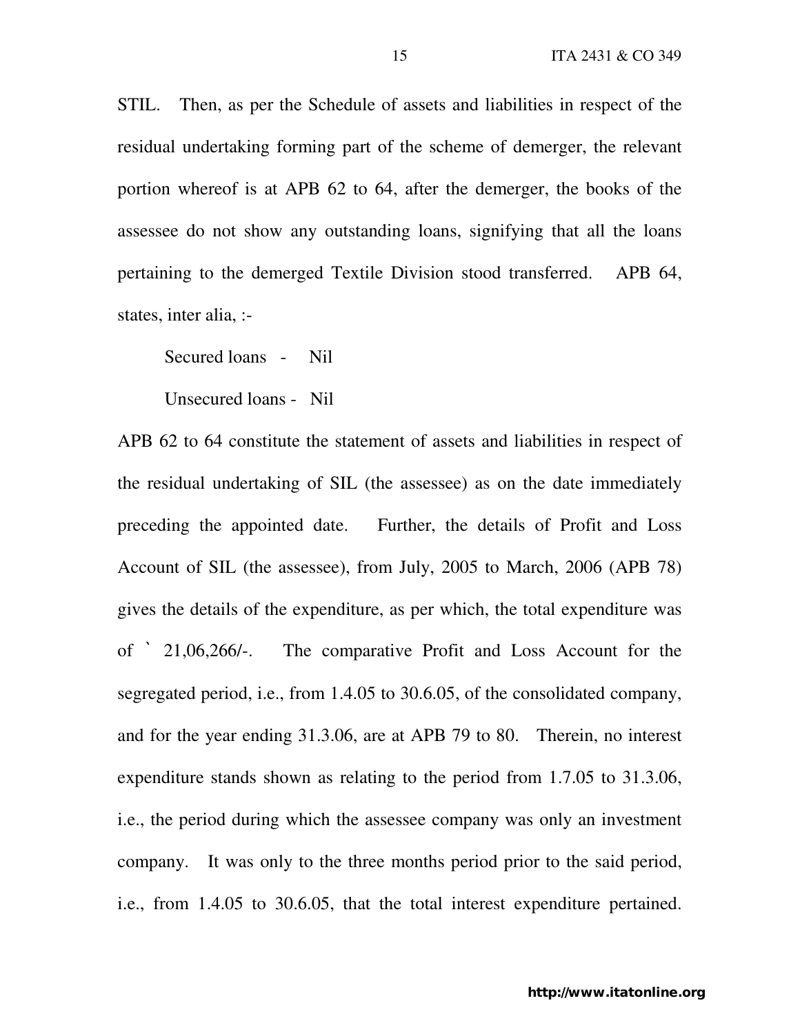STIL. Then, as per the Schedule of assets and liabilities in respect of the residual undertaking forming part of the scheme of demerger, the relevant portion whereof is at APB 62 to 64, after the demerger, the books of the assessee do not show any outstanding loans, signifying that all the loans pertaining to the demerged Textile Division stood transferred. APB 64, states, inter alia, :-

Secured loans - Nil

Unsecured loans - Nil

APB 62 to 64 constitute the statement of assets and liabilities in respect of the residual undertaking of SIL (the assessee) as on the date immediately preceding the appointed date. Further, the details of Profit and Loss Account of SIL (the assessee), from July, 2005 to March, 2006 (APB 78) gives the details of the expenditure, as per which, the total expenditure was of ` 21,06,266/-. The comparative Profit and Loss Account for the segregated period, i.e., from 1.4.05 to 30.6.05, of the consolidated company, and for the year ending 31.3.06, are at APB 79 to 80. Therein, no interest expenditure stands shown as relating to the period from 1.7.05 to 31.3.06, i.e., the period during which the assessee company was only an investment company. It was only to the three months period prior to the said period, i.e., from 1.4.05 to 30.6.05, that the total interest expenditure pertained.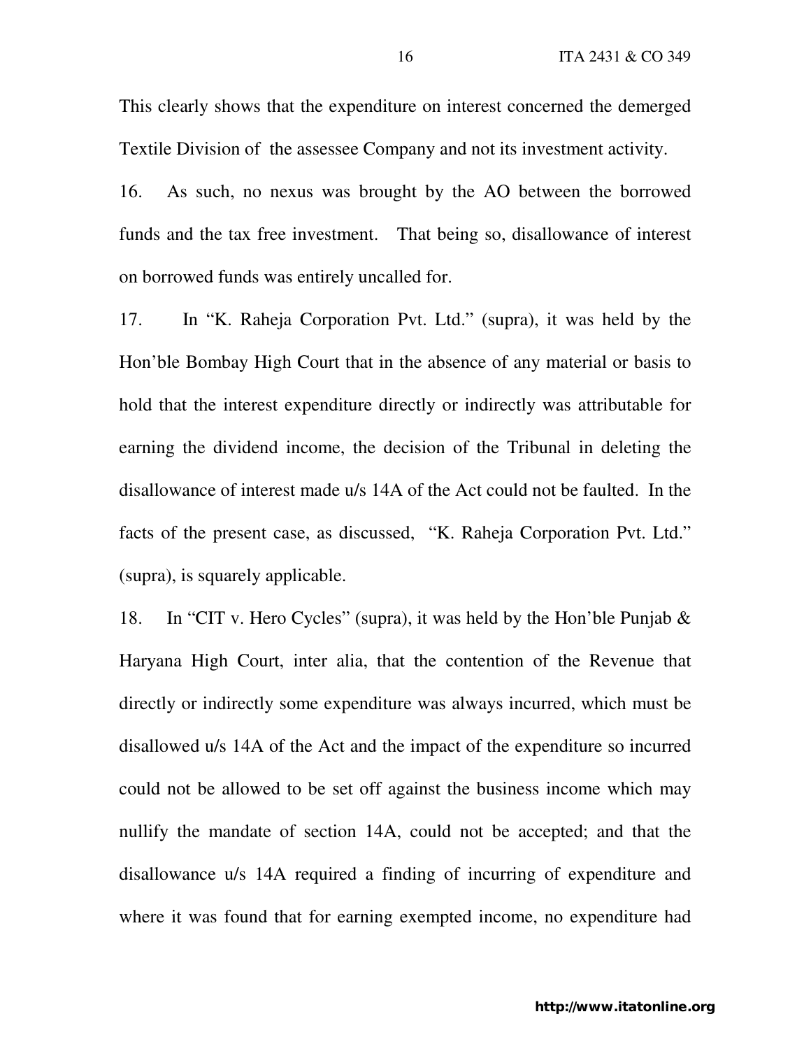This clearly shows that the expenditure on interest concerned the demerged Textile Division of the assessee Company and not its investment activity.

16. As such, no nexus was brought by the AO between the borrowed funds and the tax free investment. That being so, disallowance of interest on borrowed funds was entirely uncalled for.

17. In "K. Raheja Corporation Pvt. Ltd." (supra), it was held by the Hon'ble Bombay High Court that in the absence of any material or basis to hold that the interest expenditure directly or indirectly was attributable for earning the dividend income, the decision of the Tribunal in deleting the disallowance of interest made u/s 14A of the Act could not be faulted. In the facts of the present case, as discussed, "K. Raheja Corporation Pvt. Ltd." (supra), is squarely applicable.

18. In "CIT v. Hero Cycles" (supra), it was held by the Hon'ble Punjab & Haryana High Court, inter alia, that the contention of the Revenue that directly or indirectly some expenditure was always incurred, which must be disallowed u/s 14A of the Act and the impact of the expenditure so incurred could not be allowed to be set off against the business income which may nullify the mandate of section 14A, could not be accepted; and that the disallowance u/s 14A required a finding of incurring of expenditure and where it was found that for earning exempted income, no expenditure had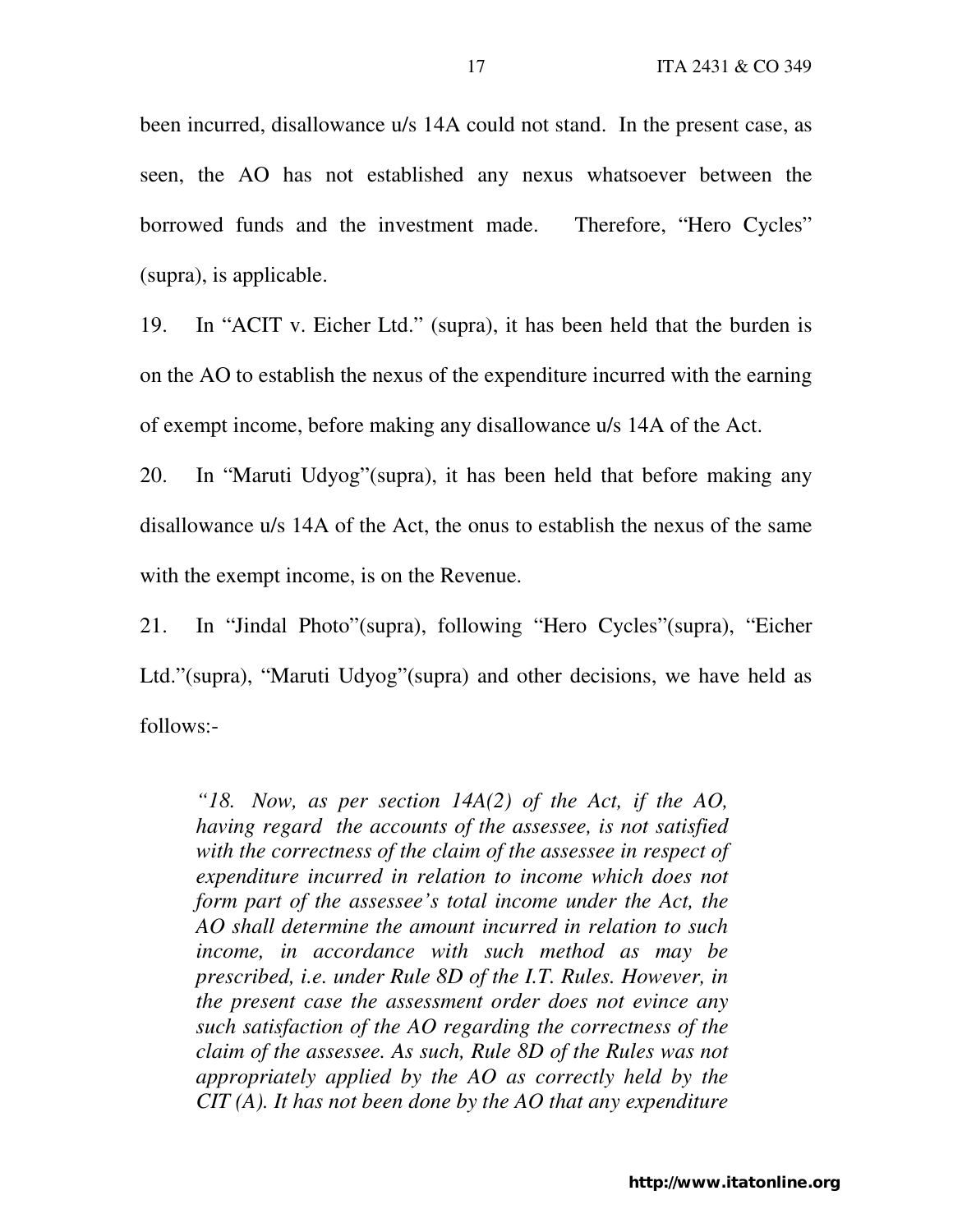been incurred, disallowance u/s 14A could not stand. In the present case, as seen, the AO has not established any nexus whatsoever between the borrowed funds and the investment made. Therefore, "Hero Cycles" (supra), is applicable.

19. In "ACIT v. Eicher Ltd." (supra), it has been held that the burden is on the AO to establish the nexus of the expenditure incurred with the earning of exempt income, before making any disallowance u/s 14A of the Act.

20. In "Maruti Udyog"(supra), it has been held that before making any disallowance u/s 14A of the Act, the onus to establish the nexus of the same with the exempt income, is on the Revenue.

21. In "Jindal Photo"(supra), following "Hero Cycles"(supra), "Eicher Ltd."(supra), "Maruti Udyog"(supra) and other decisions, we have held as follows:-

> *"18. Now, as per section 14A(2) of the Act, if the AO, having regard the accounts of the assessee, is not satisfied with the correctness of the claim of the assessee in respect of expenditure incurred in relation to income which does not form part of the assessee's total income under the Act, the AO shall determine the amount incurred in relation to such income, in accordance with such method as may be prescribed, i.e. under Rule 8D of the I.T. Rules. However, in the present case the assessment order does not evince any such satisfaction of the AO regarding the correctness of the claim of the assessee. As such, Rule 8D of the Rules was not appropriately applied by the AO as correctly held by the CIT (A). It has not been done by the AO that any expenditure*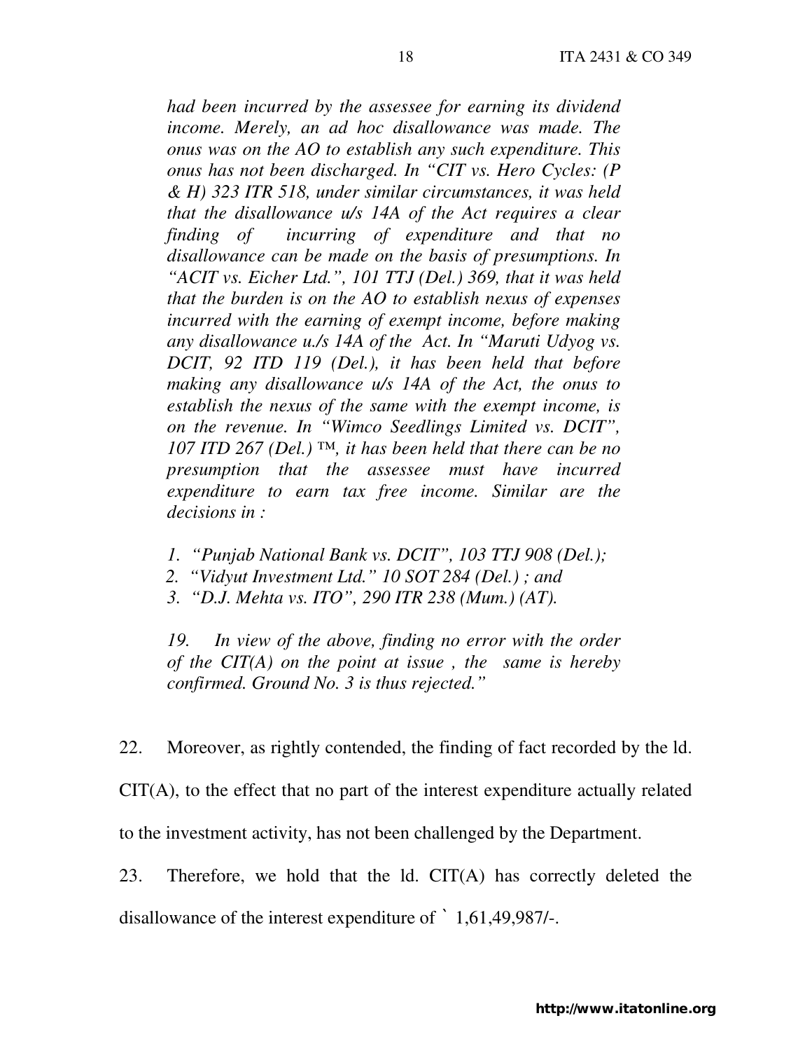*had been incurred by the assessee for earning its dividend income. Merely, an ad hoc disallowance was made. The onus was on the AO to establish any such expenditure. This onus has not been discharged. In "CIT vs. Hero Cycles: (P & H) 323 ITR 518, under similar circumstances, it was held that the disallowance u/s 14A of the Act requires a clear finding of incurring of expenditure and that no disallowance can be made on the basis of presumptions. In "ACIT vs. Eicher Ltd.", 101 TTJ (Del.) 369, that it was held that the burden is on the AO to establish nexus of expenses incurred with the earning of exempt income, before making any disallowance u./s 14A of the Act. In "Maruti Udyog vs. DCIT, 92 ITD 119 (Del.), it has been held that before making any disallowance u/s 14A of the Act, the onus to establish the nexus of the same with the exempt income, is on the revenue. In "Wimco Seedlings Limited vs. DCIT", 107 ITD 267 (Del.) ™, it has been held that there can be no presumption that the assessee must have incurred expenditure to earn tax free income. Similar are the decisions in :*

1. *"Punjab National Bank vs. DCIT", 103 TTJ 908 (Del.);*
2. *"Vidyut Investment Ltd." 10 SOT 284 (Del.) ; and*
3. *"D.J. Mehta vs. ITO", 290 ITR 238 (Mum.) (AT).*

*19. In view of the above, finding no error with the order of the CIT(A) on the point at issue , the same is hereby confirmed. Ground No. 3 is thus rejected."*

22. Moreover, as rightly contended, the finding of fact recorded by the ld. CIT(A), to the effect that no part of the interest expenditure actually related to the investment activity, has not been challenged by the Department.

23. Therefore, we hold that the ld. CIT(A) has correctly deleted the disallowance of the interest expenditure of ` 1,61,49,987/-.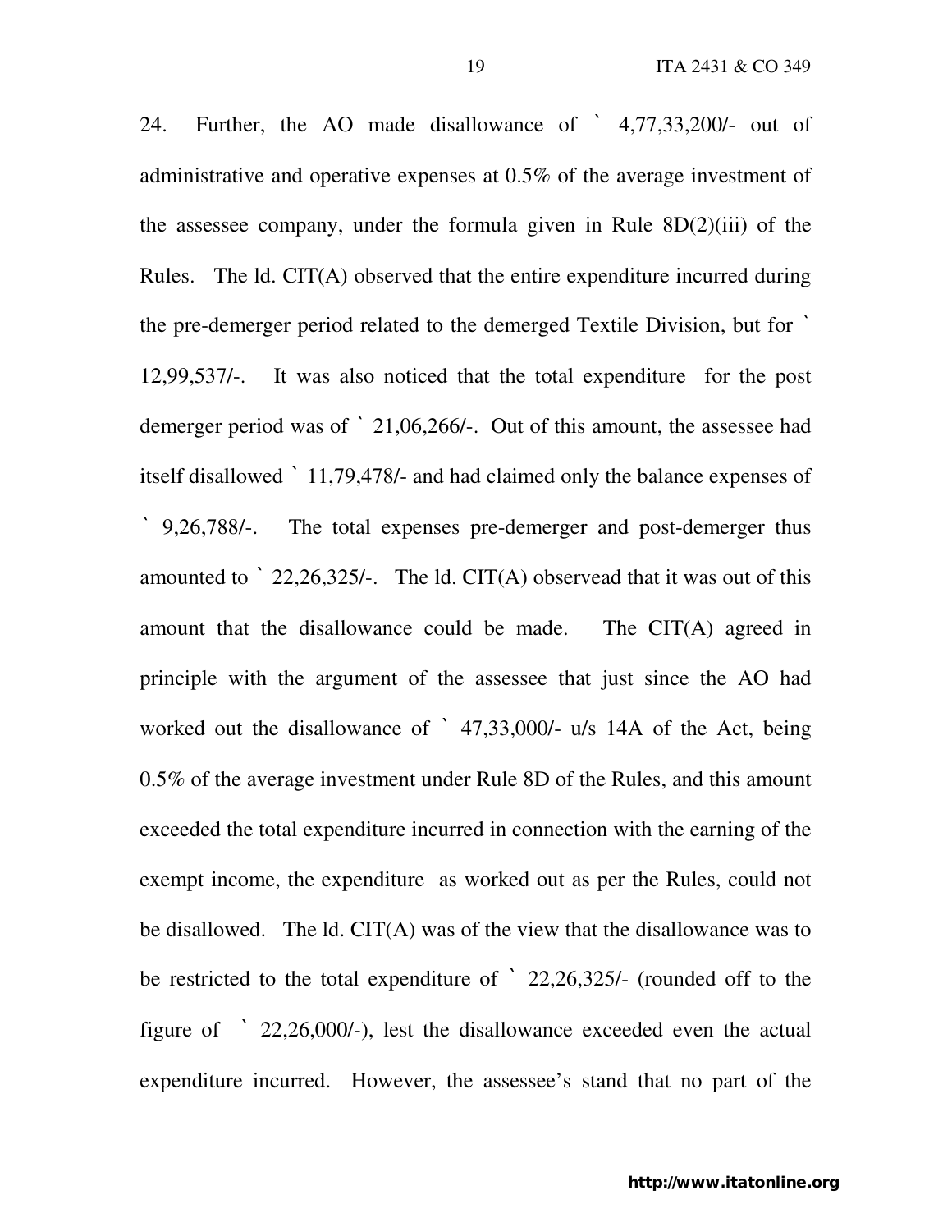24. Further, the AO made disallowance of ` 4,77,33,200/- out of administrative and operative expenses at 0.5% of the average investment of the assessee company, under the formula given in Rule 8D(2)(iii) of the Rules. The ld. CIT(A) observed that the entire expenditure incurred during the pre-demerger period related to the demerged Textile Division, but for ` 12,99,537/-. It was also noticed that the total expenditure for the post demerger period was of ` 21,06,266/-. Out of this amount, the assessee had itself disallowed ` 11,79,478/- and had claimed only the balance expenses of ` 9,26,788/-. The total expenses pre-demerger and post-demerger thus amounted to ` 22,26,325/-. The ld. CIT(A) observead that it was out of this amount that the disallowance could be made. The CIT(A) agreed in principle with the argument of the assessee that just since the AO had worked out the disallowance of ` 47,33,000/- u/s 14A of the Act, being 0.5% of the average investment under Rule 8D of the Rules, and this amount exceeded the total expenditure incurred in connection with the earning of the exempt income, the expenditure as worked out as per the Rules, could not be disallowed. The ld. CIT(A) was of the view that the disallowance was to be restricted to the total expenditure of ` 22,26,325/- (rounded off to the figure of ` 22,26,000/-), lest the disallowance exceeded even the actual expenditure incurred. However, the assessee's stand that no part of the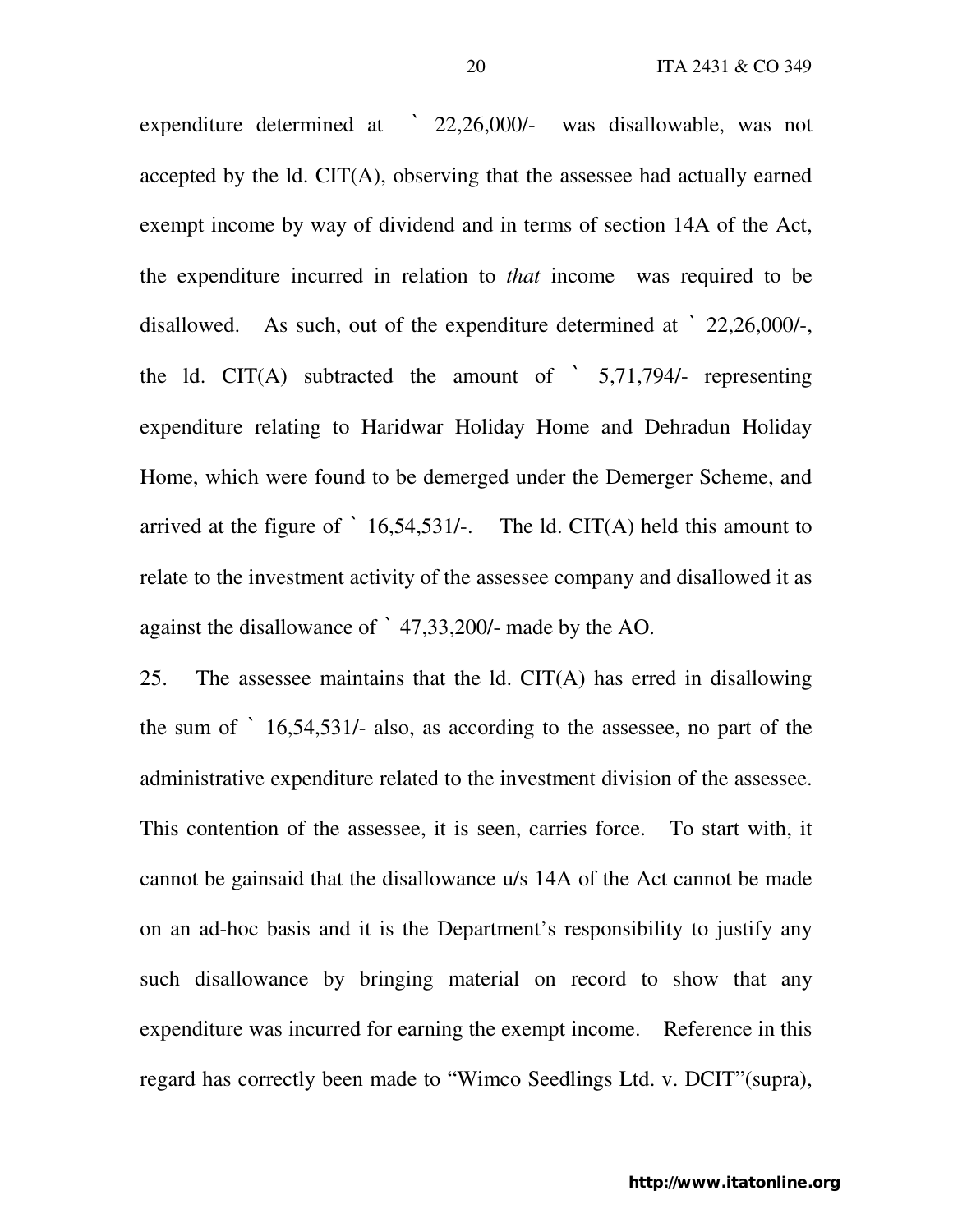expenditure determined at ` 22,26,000/- was disallowable, was not accepted by the ld. CIT(A), observing that the assessee had actually earned exempt income by way of dividend and in terms of section 14A of the Act, the expenditure incurred in relation to *that* income was required to be disallowed. As such, out of the expenditure determined at ` 22,26,000/-, the ld. CIT(A) subtracted the amount of ` 5,71,794/- representing expenditure relating to Haridwar Holiday Home and Dehradun Holiday Home, which were found to be demerged under the Demerger Scheme, and arrived at the figure of ` 16,54,531/-. The ld. CIT(A) held this amount to relate to the investment activity of the assessee company and disallowed it as against the disallowance of ` 47,33,200/- made by the AO.

25. The assessee maintains that the ld. CIT(A) has erred in disallowing the sum of ` 16,54,531/- also, as according to the assessee, no part of the administrative expenditure related to the investment division of the assessee. This contention of the assessee, it is seen, carries force. To start with, it cannot be gainsaid that the disallowance u/s 14A of the Act cannot be made on an ad-hoc basis and it is the Department's responsibility to justify any such disallowance by bringing material on record to show that any expenditure was incurred for earning the exempt income. Reference in this regard has correctly been made to "Wimco Seedlings Ltd. v. DCIT"(supra),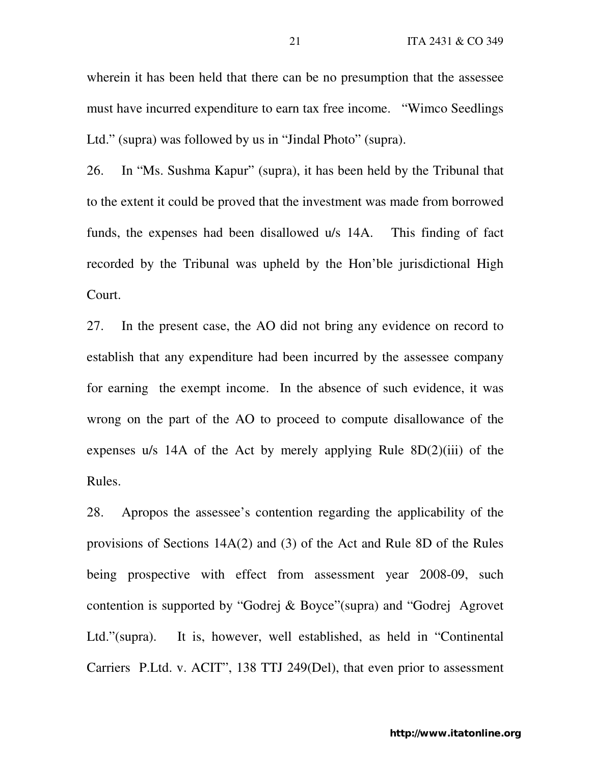wherein it has been held that there can be no presumption that the assessee must have incurred expenditure to earn tax free income. "Wimco Seedlings Ltd." (supra) was followed by us in "Jindal Photo" (supra).

26. In "Ms. Sushma Kapur" (supra), it has been held by the Tribunal that to the extent it could be proved that the investment was made from borrowed funds, the expenses had been disallowed u/s 14A. This finding of fact recorded by the Tribunal was upheld by the Hon'ble jurisdictional High Court.

27. In the present case, the AO did not bring any evidence on record to establish that any expenditure had been incurred by the assessee company for earning the exempt income. In the absence of such evidence, it was wrong on the part of the AO to proceed to compute disallowance of the expenses u/s 14A of the Act by merely applying Rule 8D(2)(iii) of the Rules.

28. Apropos the assessee's contention regarding the applicability of the provisions of Sections 14A(2) and (3) of the Act and Rule 8D of the Rules being prospective with effect from assessment year 2008-09, such contention is supported by "Godrej & Boyce"(supra) and "Godrej Agrovet Ltd."(supra). It is, however, well established, as held in "Continental Carriers P.Ltd. v. ACIT", 138 TTJ 249(Del), that even prior to assessment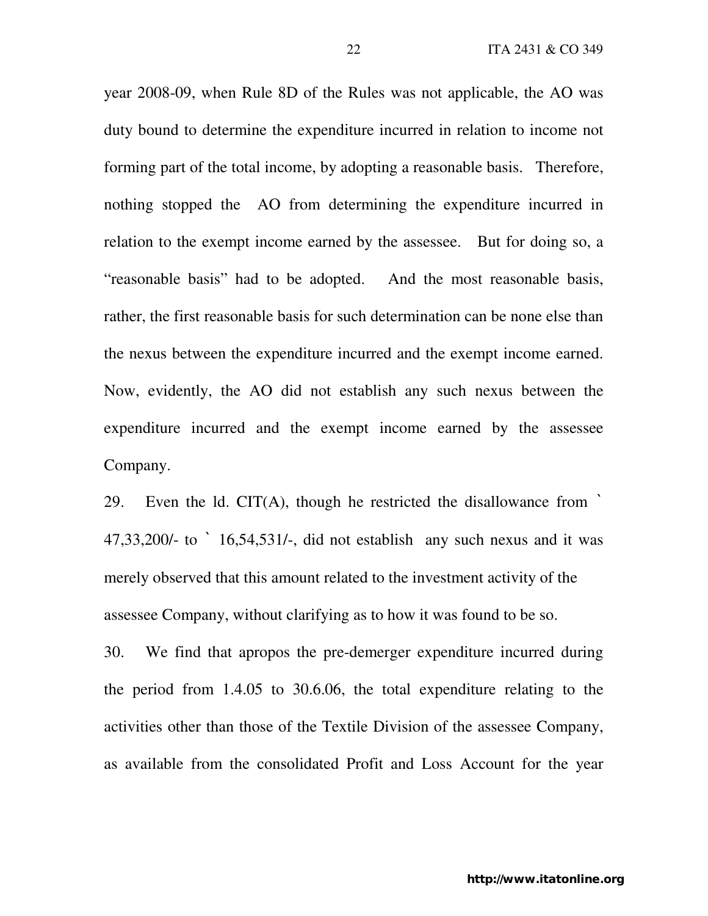year 2008-09, when Rule 8D of the Rules was not applicable, the AO was duty bound to determine the expenditure incurred in relation to income not forming part of the total income, by adopting a reasonable basis. Therefore, nothing stopped the AO from determining the expenditure incurred in relation to the exempt income earned by the assessee. But for doing so, a "reasonable basis" had to be adopted. And the most reasonable basis, rather, the first reasonable basis for such determination can be none else than the nexus between the expenditure incurred and the exempt income earned. Now, evidently, the AO did not establish any such nexus between the expenditure incurred and the exempt income earned by the assessee Company.

29. Even the ld. CIT(A), though he restricted the disallowance from ` 47,33,200/- to ` 16,54,531/-, did not establish any such nexus and it was merely observed that this amount related to the investment activity of the assessee Company, without clarifying as to how it was found to be so.

30. We find that apropos the pre-demerger expenditure incurred during the period from 1.4.05 to 30.6.06, the total expenditure relating to the activities other than those of the Textile Division of the assessee Company, as available from the consolidated Profit and Loss Account for the year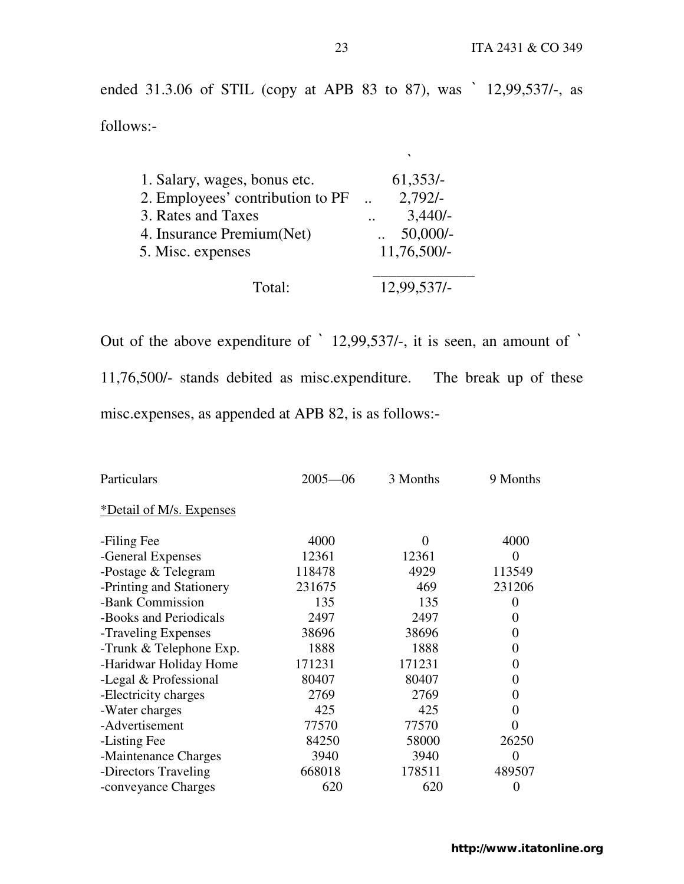ended 31.3.06 of STIL (copy at APB 83 to 87), was ` 12,99,537/-, as follows:-

| | ` |
|---|---|
| 1. Salary, wages, bonus etc. | 61,353/- |
| 2. Employees' contribution to PF .. | 2,792/- |
| 3. Rates and Taxes .. | 3,440/- |
| 4. Insurance Premium(Net) .. | 50,000/- |
| 5. Misc. expenses | 11,76,500/- |
| Total: | 12,99,537/- |

Out of the above expenditure of ` 12,99,537/-, it is seen, an amount of ` 11,76,500/- stands debited as misc.expenditure. The break up of these misc.expenses, as appended at APB 82, is as follows:-

| Particulars | 2005—06 | 3 Months | 9 Months |
|---|---|---|---|
| *Detail of M/s. Expenses | | | |
| -Filing Fee | 4000 | 0 | 4000 |
| -General Expenses | 12361 | 12361 | 0 |
| -Postage & Telegram | 118478 | 4929 | 113549 |
| -Printing and Stationery | 231675 | 469 | 231206 |
| -Bank Commission | 135 | 135 | 0 |
| -Books and Periodicals | 2497 | 2497 | 0 |
| -Traveling Expenses | 38696 | 38696 | 0 |
| -Trunk & Telephone Exp. | 1888 | 1888 | 0 |
| -Haridwar Holiday Home | 171231 | 171231 | 0 |
| -Legal & Professional | 80407 | 80407 | 0 |
| -Electricity charges | 2769 | 2769 | 0 |
| -Water charges | 425 | 425 | 0 |
| -Advertisement | 77570 | 77570 | 0 |
| -Listing Fee | 84250 | 58000 | 26250 |
| -Maintenance Charges | 3940 | 3940 | 0 |
| -Directors Traveling | 668018 | 178511 | 489507 |
| -conveyance Charges | 620 | 620 | 0 |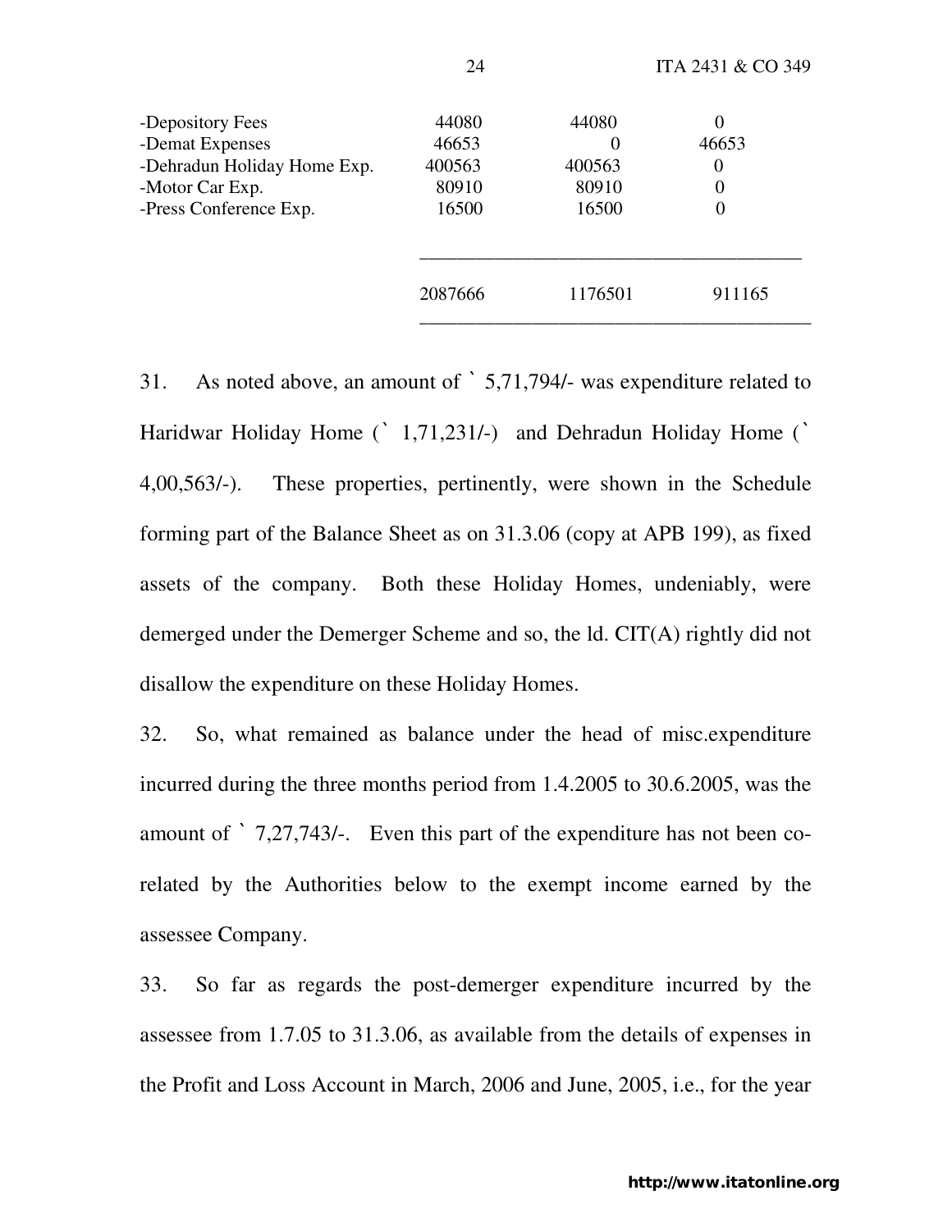| | | | |
|---|---|---|---|
| -Depository Fees | 44080 | 44080 | 0 |
| -Demat Expenses | 46653 | 0 | 46653 |
| -Dehradun Holiday Home Exp. | 400563 | 400563 | 0 |
| -Motor Car Exp. | 80910 | 80910 | 0 |
| -Press Conference Exp. | 16500 | 16500 | 0 |
| | 2087666 | 1176501 | 911165 |

31. As noted above, an amount of ` 5,71,794/- was expenditure related to Haridwar Holiday Home (` 1,71,231/-) and Dehradun Holiday Home (` 4,00,563/-). These properties, pertinently, were shown in the Schedule forming part of the Balance Sheet as on 31.3.06 (copy at APB 199), as fixed assets of the company. Both these Holiday Homes, undeniably, were demerged under the Demerger Scheme and so, the ld. CIT(A) rightly did not disallow the expenditure on these Holiday Homes.

32. So, what remained as balance under the head of misc.expenditure incurred during the three months period from 1.4.2005 to 30.6.2005, was the amount of ` 7,27,743/-. Even this part of the expenditure has not been co-related by the Authorities below to the exempt income earned by the assessee Company.

33. So far as regards the post-demerger expenditure incurred by the assessee from 1.7.05 to 31.3.06, as available from the details of expenses in the Profit and Loss Account in March, 2006 and June, 2005, i.e., for the year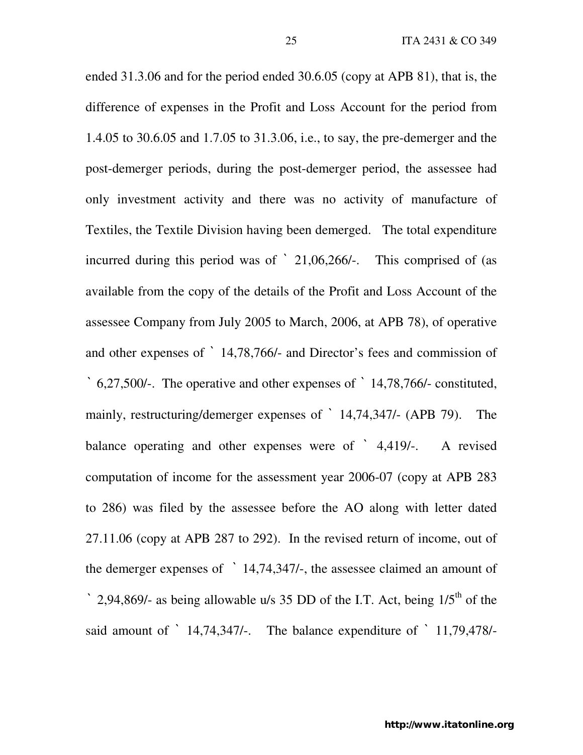ended 31.3.06 and for the period ended 30.6.05 (copy at APB 81), that is, the difference of expenses in the Profit and Loss Account for the period from 1.4.05 to 30.6.05 and 1.7.05 to 31.3.06, i.e., to say, the pre-demerger and the post-demerger periods, during the post-demerger period, the assessee had only investment activity and there was no activity of manufacture of Textiles, the Textile Division having been demerged. The total expenditure incurred during this period was of ` 21,06,266/-. This comprised of (as available from the copy of the details of the Profit and Loss Account of the assessee Company from July 2005 to March, 2006, at APB 78), of operative and other expenses of ` 14,78,766/- and Director's fees and commission of ` 6,27,500/-. The operative and other expenses of ` 14,78,766/- constituted, mainly, restructuring/demerger expenses of ` 14,74,347/- (APB 79). The balance operating and other expenses were of ` 4,419/-. A revised computation of income for the assessment year 2006-07 (copy at APB 283 to 286) was filed by the assessee before the AO along with letter dated 27.11.06 (copy at APB 287 to 292). In the revised return of income, out of the demerger expenses of ` 14,74,347/-, the assessee claimed an amount of ` 2,94,869/- as being allowable u/s 35 DD of the I.T. Act, being $1/5^{th}$ of the said amount of ` 14,74,347/-. The balance expenditure of ` 11,79,478/-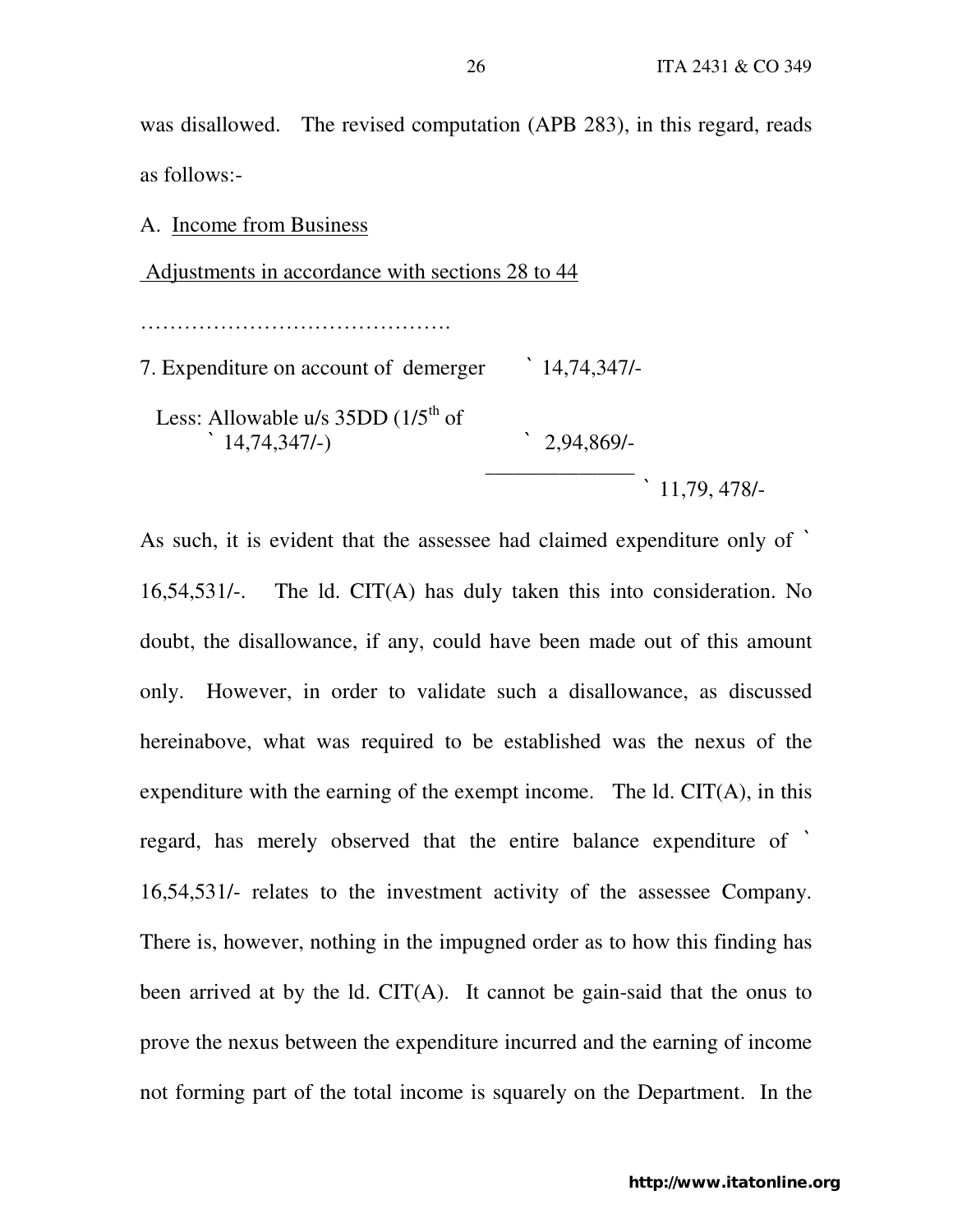was disallowed. The revised computation (APB 283), in this regard, reads as follows:-

A. Income from Business

Adjustments in accordance with sections 28 to 44

…………………………………….

| | | |
|---|---|---|
| 7. Expenditure on account of demerger | ` 14,74,347/- | |
| Less: Allowable u/s 35DD (1/5th of ` 14,74,347/-) | ` 2,94,869/- | |
| | | ` 11,79, 478/- |

As such, it is evident that the assessee had claimed expenditure only of ` 16,54,531/-. The ld. CIT(A) has duly taken this into consideration. No doubt, the disallowance, if any, could have been made out of this amount only. However, in order to validate such a disallowance, as discussed hereinabove, what was required to be established was the nexus of the expenditure with the earning of the exempt income. The ld. CIT(A), in this regard, has merely observed that the entire balance expenditure of ` 16,54,531/- relates to the investment activity of the assessee Company. There is, however, nothing in the impugned order as to how this finding has been arrived at by the ld. CIT(A). It cannot be gain-said that the onus to prove the nexus between the expenditure incurred and the earning of income not forming part of the total income is squarely on the Department. In the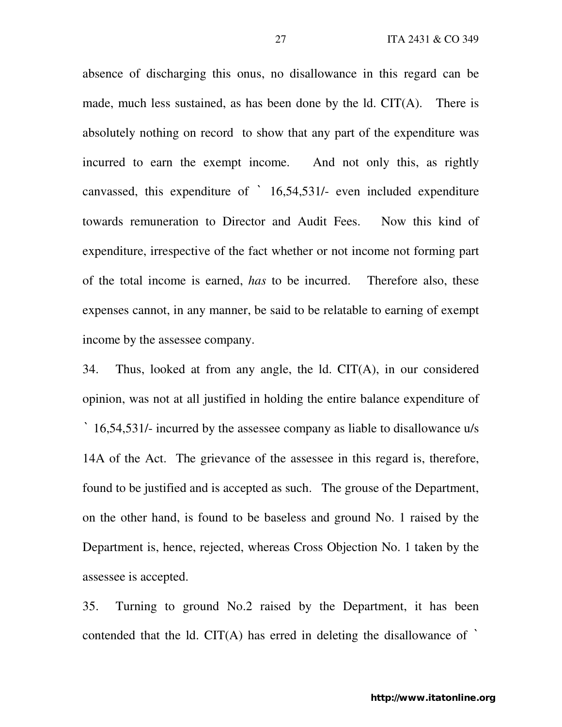absence of discharging this onus, no disallowance in this regard can be made, much less sustained, as has been done by the ld. CIT(A). There is absolutely nothing on record to show that any part of the expenditure was incurred to earn the exempt income. And not only this, as rightly canvassed, this expenditure of ` 16,54,531/- even included expenditure towards remuneration to Director and Audit Fees. Now this kind of expenditure, irrespective of the fact whether or not income not forming part of the total income is earned, *has* to be incurred. Therefore also, these expenses cannot, in any manner, be said to be relatable to earning of exempt income by the assessee company.

34. Thus, looked at from any angle, the ld. CIT(A), in our considered opinion, was not at all justified in holding the entire balance expenditure of ` 16,54,531/- incurred by the assessee company as liable to disallowance u/s 14A of the Act. The grievance of the assessee in this regard is, therefore, found to be justified and is accepted as such. The grouse of the Department, on the other hand, is found to be baseless and ground No. 1 raised by the Department is, hence, rejected, whereas Cross Objection No. 1 taken by the assessee is accepted.

35. Turning to ground No.2 raised by the Department, it has been contended that the ld. CIT(A) has erred in deleting the disallowance of `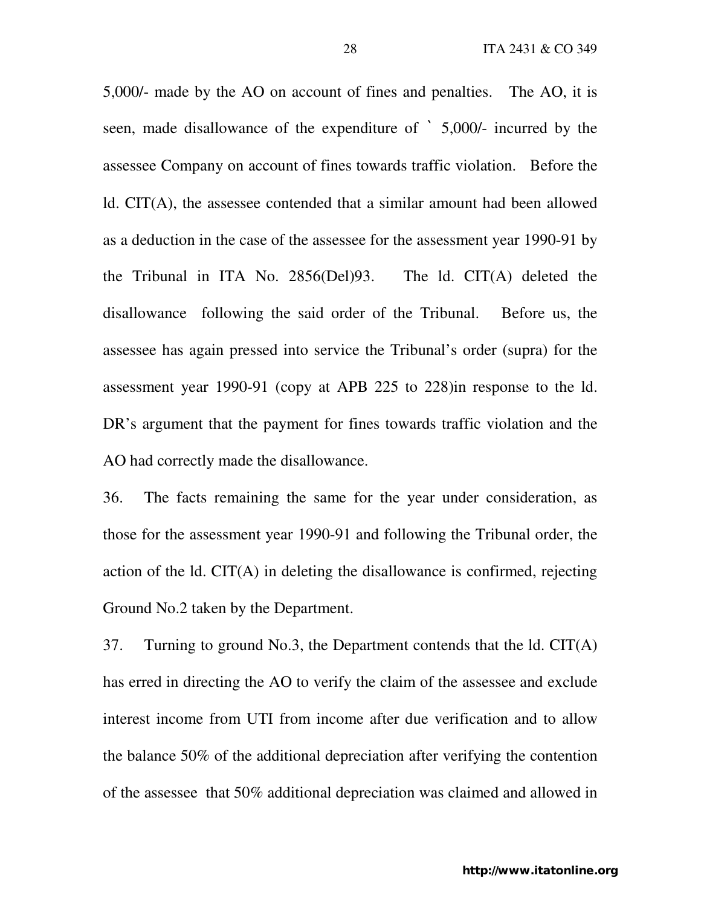5,000/- made by the AO on account of fines and penalties. The AO, it is seen, made disallowance of the expenditure of ` 5,000/- incurred by the assessee Company on account of fines towards traffic violation. Before the ld. CIT(A), the assessee contended that a similar amount had been allowed as a deduction in the case of the assessee for the assessment year 1990-91 by the Tribunal in ITA No. 2856(Del)93. The ld. CIT(A) deleted the disallowance following the said order of the Tribunal. Before us, the assessee has again pressed into service the Tribunal's order (supra) for the assessment year 1990-91 (copy at APB 225 to 228)in response to the ld. DR's argument that the payment for fines towards traffic violation and the AO had correctly made the disallowance.

36. The facts remaining the same for the year under consideration, as those for the assessment year 1990-91 and following the Tribunal order, the action of the ld. CIT(A) in deleting the disallowance is confirmed, rejecting Ground No.2 taken by the Department.

37. Turning to ground No.3, the Department contends that the ld. CIT(A) has erred in directing the AO to verify the claim of the assessee and exclude interest income from UTI from income after due verification and to allow the balance 50% of the additional depreciation after verifying the contention of the assessee that 50% additional depreciation was claimed and allowed in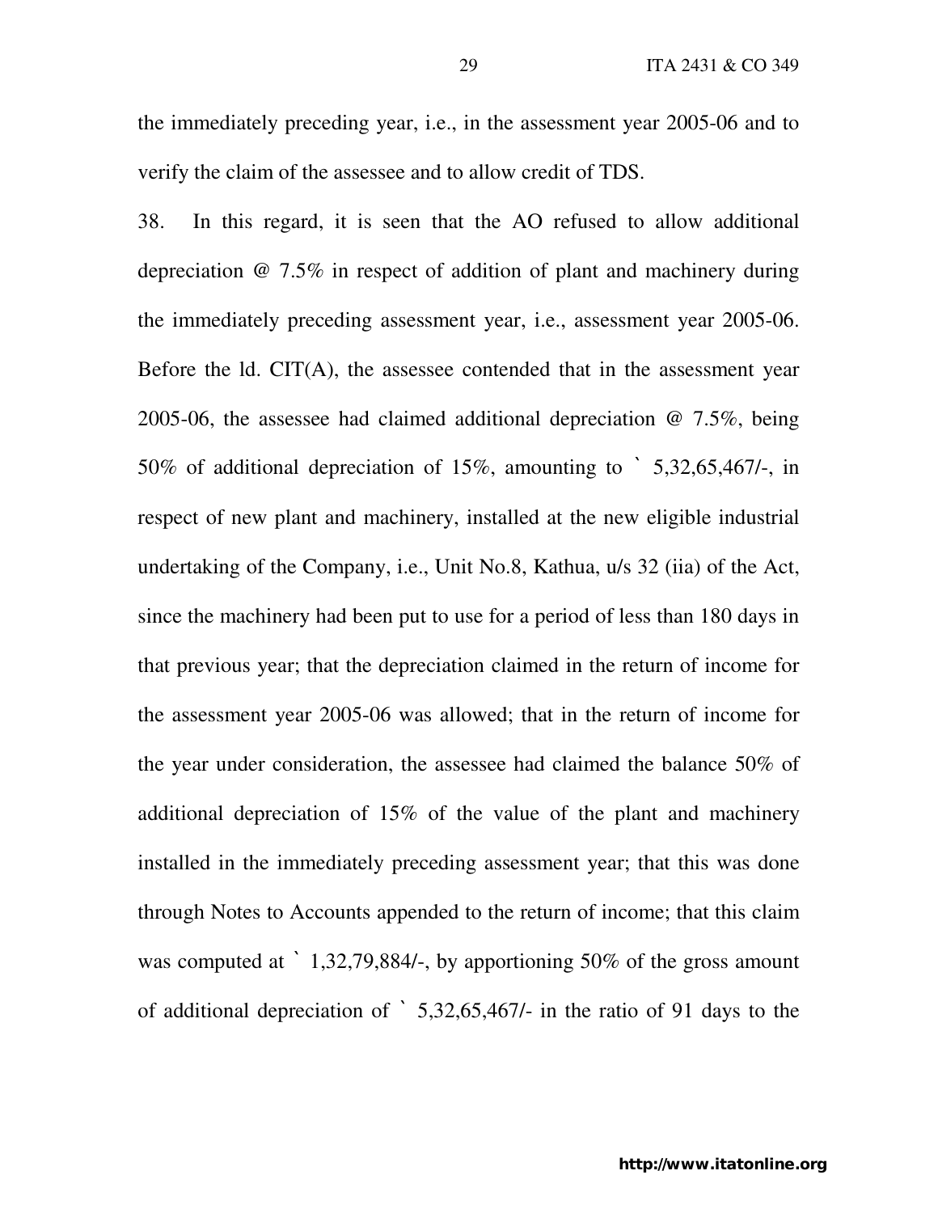the immediately preceding year, i.e., in the assessment year 2005-06 and to verify the claim of the assessee and to allow credit of TDS.

38. In this regard, it is seen that the AO refused to allow additional depreciation @ 7.5% in respect of addition of plant and machinery during the immediately preceding assessment year, i.e., assessment year 2005-06. Before the ld. CIT(A), the assessee contended that in the assessment year 2005-06, the assessee had claimed additional depreciation @ 7.5%, being 50% of additional depreciation of 15%, amounting to ` 5,32,65,467/-, in respect of new plant and machinery, installed at the new eligible industrial undertaking of the Company, i.e., Unit No.8, Kathua, u/s 32 (iia) of the Act, since the machinery had been put to use for a period of less than 180 days in that previous year; that the depreciation claimed in the return of income for the assessment year 2005-06 was allowed; that in the return of income for the year under consideration, the assessee had claimed the balance 50% of additional depreciation of 15% of the value of the plant and machinery installed in the immediately preceding assessment year; that this was done through Notes to Accounts appended to the return of income; that this claim was computed at ` 1,32,79,884/-, by apportioning 50% of the gross amount of additional depreciation of ` 5,32,65,467/- in the ratio of 91 days to the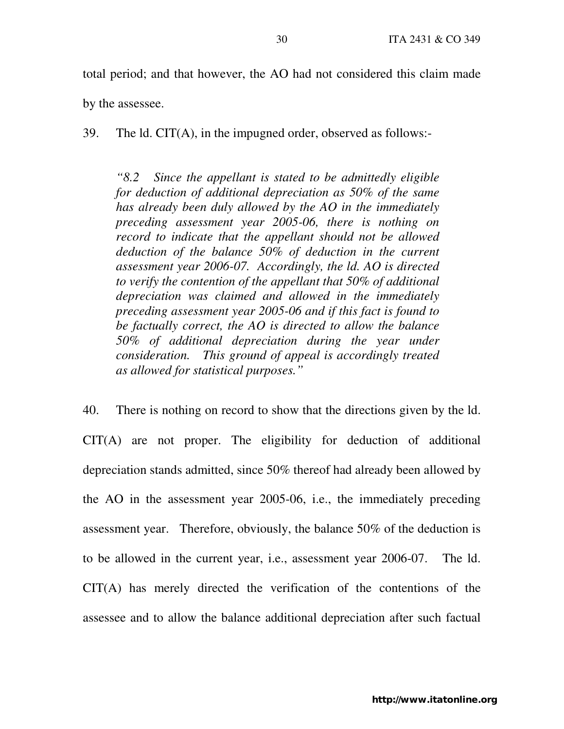total period; and that however, the AO had not considered this claim made by the assessee.

39. The ld. CIT(A), in the impugned order, observed as follows:-

> *"8.2 Since the appellant is stated to be admittedly eligible for deduction of additional depreciation as 50% of the same has already been duly allowed by the AO in the immediately preceding assessment year 2005-06, there is nothing on record to indicate that the appellant should not be allowed deduction of the balance 50% of deduction in the current assessment year 2006-07. Accordingly, the ld. AO is directed to verify the contention of the appellant that 50% of additional depreciation was claimed and allowed in the immediately preceding assessment year 2005-06 and if this fact is found to be factually correct, the AO is directed to allow the balance 50% of additional depreciation during the year under consideration. This ground of appeal is accordingly treated as allowed for statistical purposes."*

40. There is nothing on record to show that the directions given by the ld. CIT(A) are not proper. The eligibility for deduction of additional depreciation stands admitted, since 50% thereof had already been allowed by the AO in the assessment year 2005-06, i.e., the immediately preceding assessment year. Therefore, obviously, the balance 50% of the deduction is to be allowed in the current year, i.e., assessment year 2006-07. The ld. CIT(A) has merely directed the verification of the contentions of the assessee and to allow the balance additional depreciation after such factual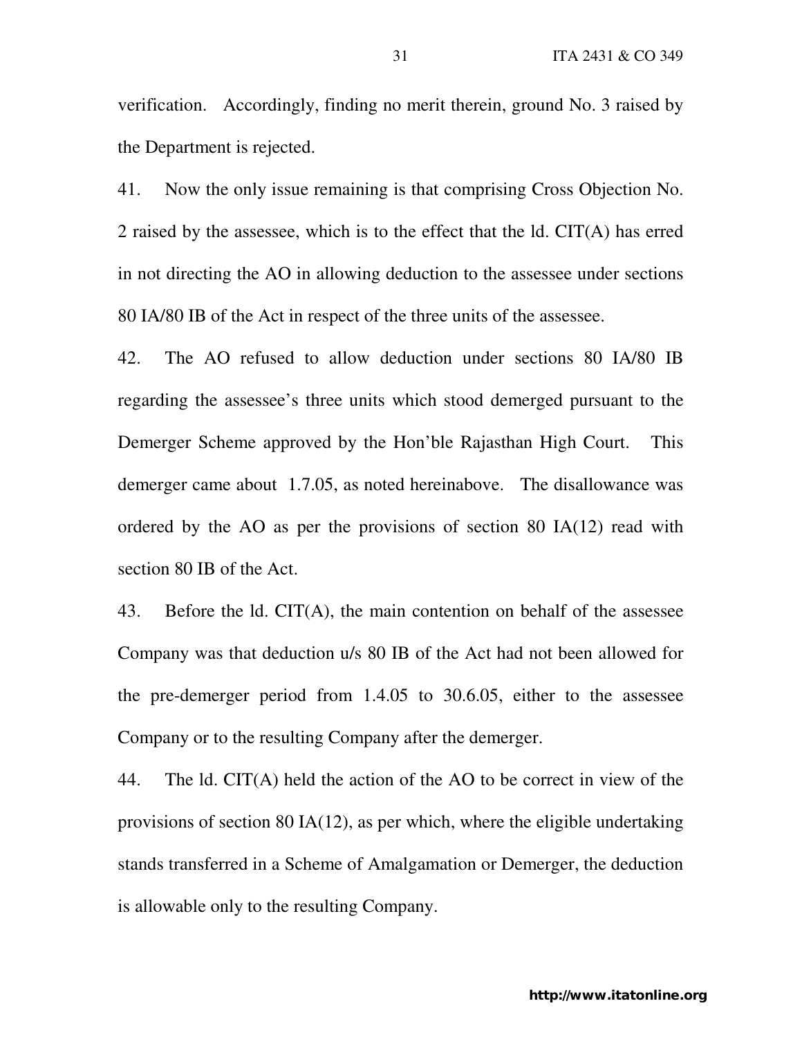verification. Accordingly, finding no merit therein, ground No. 3 raised by the Department is rejected.

41. Now the only issue remaining is that comprising Cross Objection No. 2 raised by the assessee, which is to the effect that the ld. CIT(A) has erred in not directing the AO in allowing deduction to the assessee under sections 80 IA/80 IB of the Act in respect of the three units of the assessee.

42. The AO refused to allow deduction under sections 80 IA/80 IB regarding the assessee's three units which stood demerged pursuant to the Demerger Scheme approved by the Hon'ble Rajasthan High Court. This demerger came about 1.7.05, as noted hereinabove. The disallowance was ordered by the AO as per the provisions of section 80 IA(12) read with section 80 IB of the Act.

43. Before the ld. CIT(A), the main contention on behalf of the assessee Company was that deduction u/s 80 IB of the Act had not been allowed for the pre-demerger period from 1.4.05 to 30.6.05, either to the assessee Company or to the resulting Company after the demerger.

44. The ld. CIT(A) held the action of the AO to be correct in view of the provisions of section 80 IA(12), as per which, where the eligible undertaking stands transferred in a Scheme of Amalgamation or Demerger, the deduction is allowable only to the resulting Company.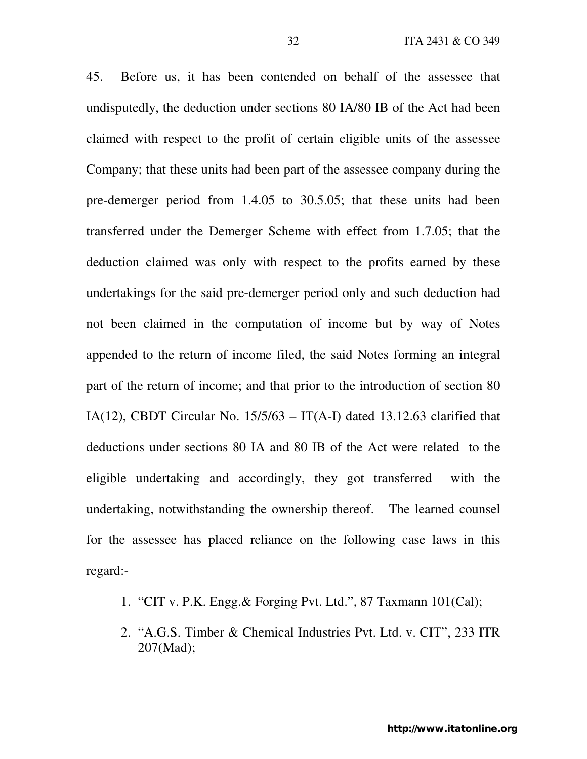45. Before us, it has been contended on behalf of the assessee that undisputedly, the deduction under sections 80 IA/80 IB of the Act had been claimed with respect to the profit of certain eligible units of the assessee Company; that these units had been part of the assessee company during the pre-demerger period from 1.4.05 to 30.5.05; that these units had been transferred under the Demerger Scheme with effect from 1.7.05; that the deduction claimed was only with respect to the profits earned by these undertakings for the said pre-demerger period only and such deduction had not been claimed in the computation of income but by way of Notes appended to the return of income filed, the said Notes forming an integral part of the return of income; and that prior to the introduction of section 80 IA(12), CBDT Circular No. 15/5/63 – IT(A-I) dated 13.12.63 clarified that deductions under sections 80 IA and 80 IB of the Act were related to the eligible undertaking and accordingly, they got transferred with the undertaking, notwithstanding the ownership thereof. The learned counsel for the assessee has placed reliance on the following case laws in this regard:-

1. "CIT v. P.K. Engg.& Forging Pvt. Ltd.", 87 Taxmann 101(Cal);
2. "A.G.S. Timber & Chemical Industries Pvt. Ltd. v. CIT", 233 ITR 207(Mad);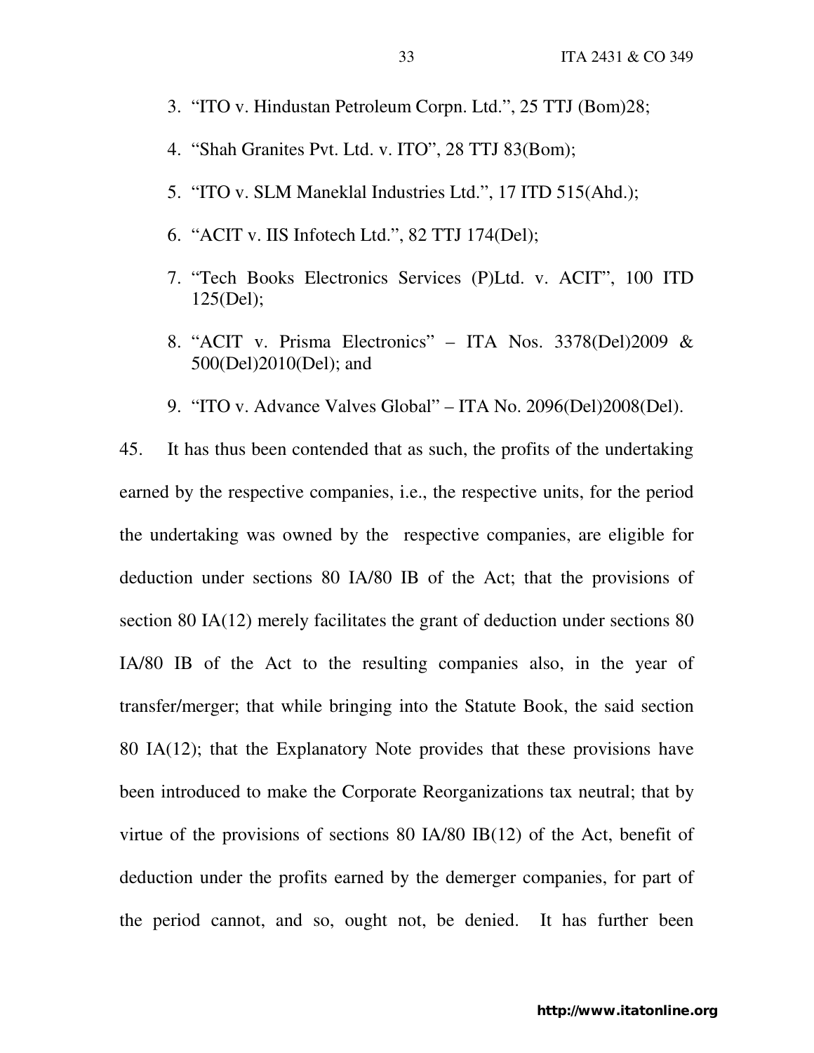3. "ITO v. Hindustan Petroleum Corpn. Ltd.", 25 TTJ (Bom)28;

4. "Shah Granites Pvt. Ltd. v. ITO", 28 TTJ 83(Bom);

5. "ITO v. SLM Maneklal Industries Ltd.", 17 ITD 515(Ahd.);

6. "ACIT v. IIS Infotech Ltd.", 82 TTJ 174(Del);

7. "Tech Books Electronics Services (P)Ltd. v. ACIT", 100 ITD 125(Del);

8. "ACIT v. Prisma Electronics" – ITA Nos. 3378(Del)2009 & 500(Del)2010(Del); and

9. "ITO v. Advance Valves Global" – ITA No. 2096(Del)2008(Del).

45. It has thus been contended that as such, the profits of the undertaking earned by the respective companies, i.e., the respective units, for the period the undertaking was owned by the respective companies, are eligible for deduction under sections 80 IA/80 IB of the Act; that the provisions of section 80 IA(12) merely facilitates the grant of deduction under sections 80 IA/80 IB of the Act to the resulting companies also, in the year of transfer/merger; that while bringing into the Statute Book, the said section 80 IA(12); that the Explanatory Note provides that these provisions have been introduced to make the Corporate Reorganizations tax neutral; that by virtue of the provisions of sections 80 IA/80 IB(12) of the Act, benefit of deduction under the profits earned by the demerger companies, for part of the period cannot, and so, ought not, be denied. It has further been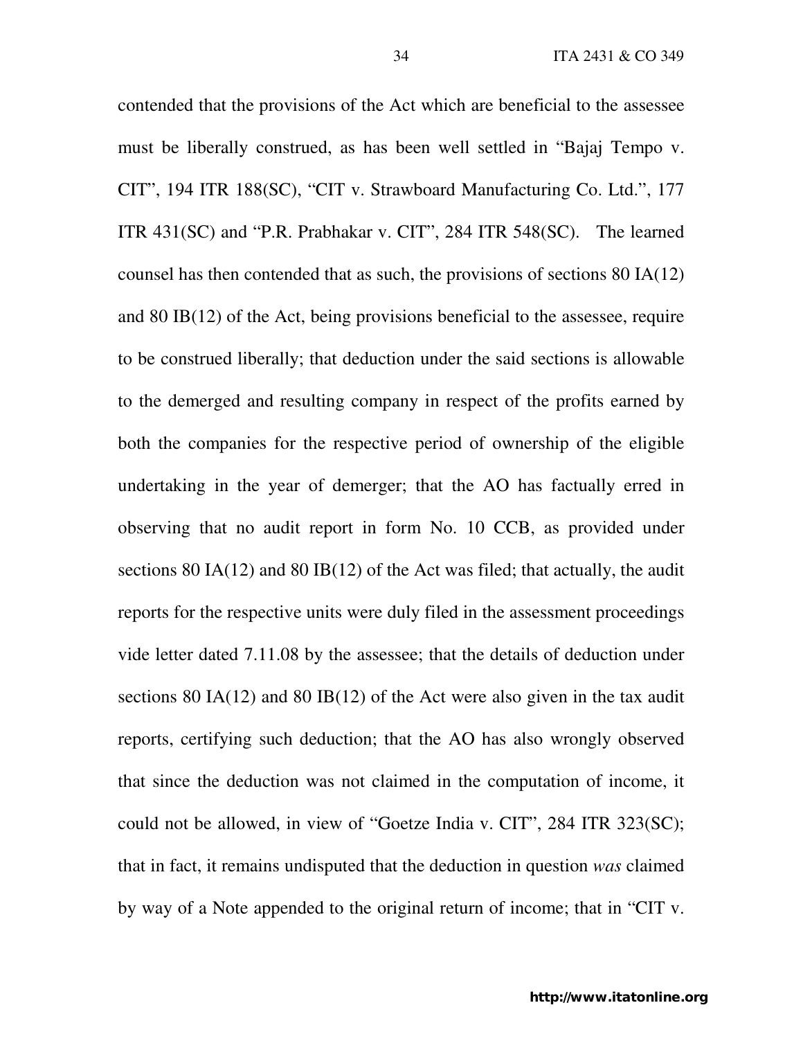contended that the provisions of the Act which are beneficial to the assessee must be liberally construed, as has been well settled in "Bajaj Tempo v. CIT", 194 ITR 188(SC), "CIT v. Strawboard Manufacturing Co. Ltd.", 177 ITR 431(SC) and "P.R. Prabhakar v. CIT", 284 ITR 548(SC). The learned counsel has then contended that as such, the provisions of sections 80 IA(12) and 80 IB(12) of the Act, being provisions beneficial to the assessee, require to be construed liberally; that deduction under the said sections is allowable to the demerged and resulting company in respect of the profits earned by both the companies for the respective period of ownership of the eligible undertaking in the year of demerger; that the AO has factually erred in observing that no audit report in form No. 10 CCB, as provided under sections 80 IA(12) and 80 IB(12) of the Act was filed; that actually, the audit reports for the respective units were duly filed in the assessment proceedings vide letter dated 7.11.08 by the assessee; that the details of deduction under sections 80 IA(12) and 80 IB(12) of the Act were also given in the tax audit reports, certifying such deduction; that the AO has also wrongly observed that since the deduction was not claimed in the computation of income, it could not be allowed, in view of "Goetze India v. CIT", 284 ITR 323(SC); that in fact, it remains undisputed that the deduction in question *was* claimed by way of a Note appended to the original return of income; that in "CIT v.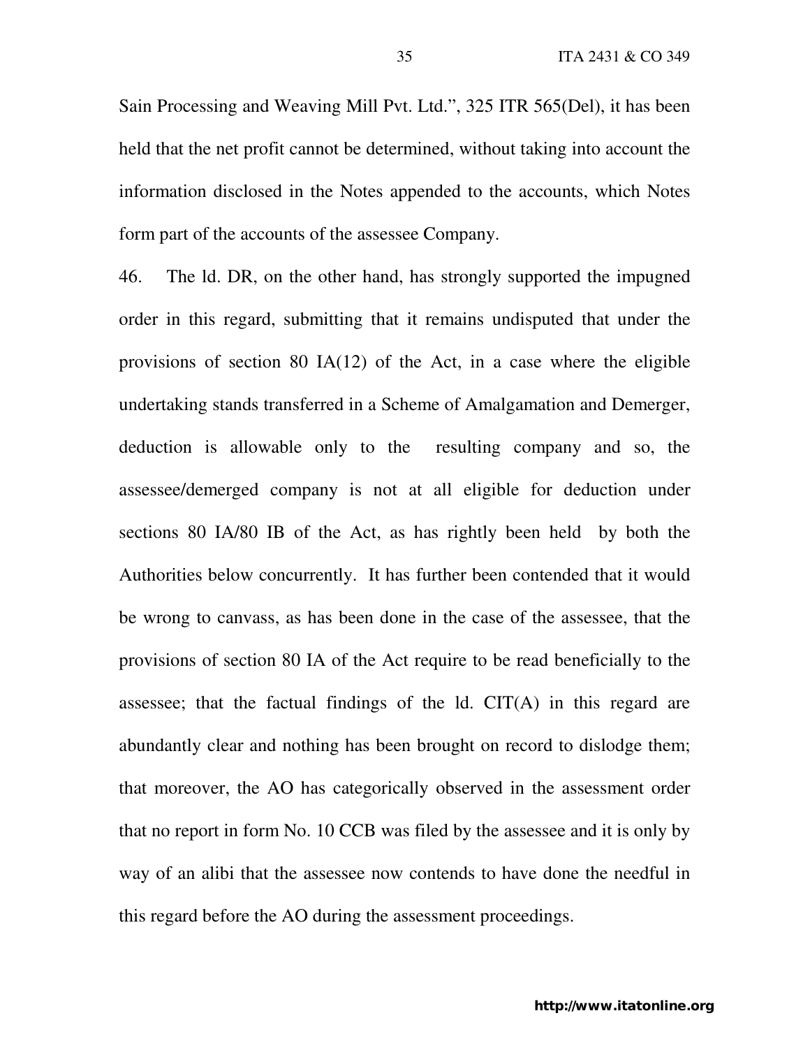Sain Processing and Weaving Mill Pvt. Ltd.", 325 ITR 565(Del), it has been held that the net profit cannot be determined, without taking into account the information disclosed in the Notes appended to the accounts, which Notes form part of the accounts of the assessee Company.

46. The ld. DR, on the other hand, has strongly supported the impugned order in this regard, submitting that it remains undisputed that under the provisions of section 80 IA(12) of the Act, in a case where the eligible undertaking stands transferred in a Scheme of Amalgamation and Demerger, deduction is allowable only to the resulting company and so, the assessee/demerged company is not at all eligible for deduction under sections 80 IA/80 IB of the Act, as has rightly been held by both the Authorities below concurrently. It has further been contended that it would be wrong to canvass, as has been done in the case of the assessee, that the provisions of section 80 IA of the Act require to be read beneficially to the assessee; that the factual findings of the ld. CIT(A) in this regard are abundantly clear and nothing has been brought on record to dislodge them; that moreover, the AO has categorically observed in the assessment order that no report in form No. 10 CCB was filed by the assessee and it is only by way of an alibi that the assessee now contends to have done the needful in this regard before the AO during the assessment proceedings.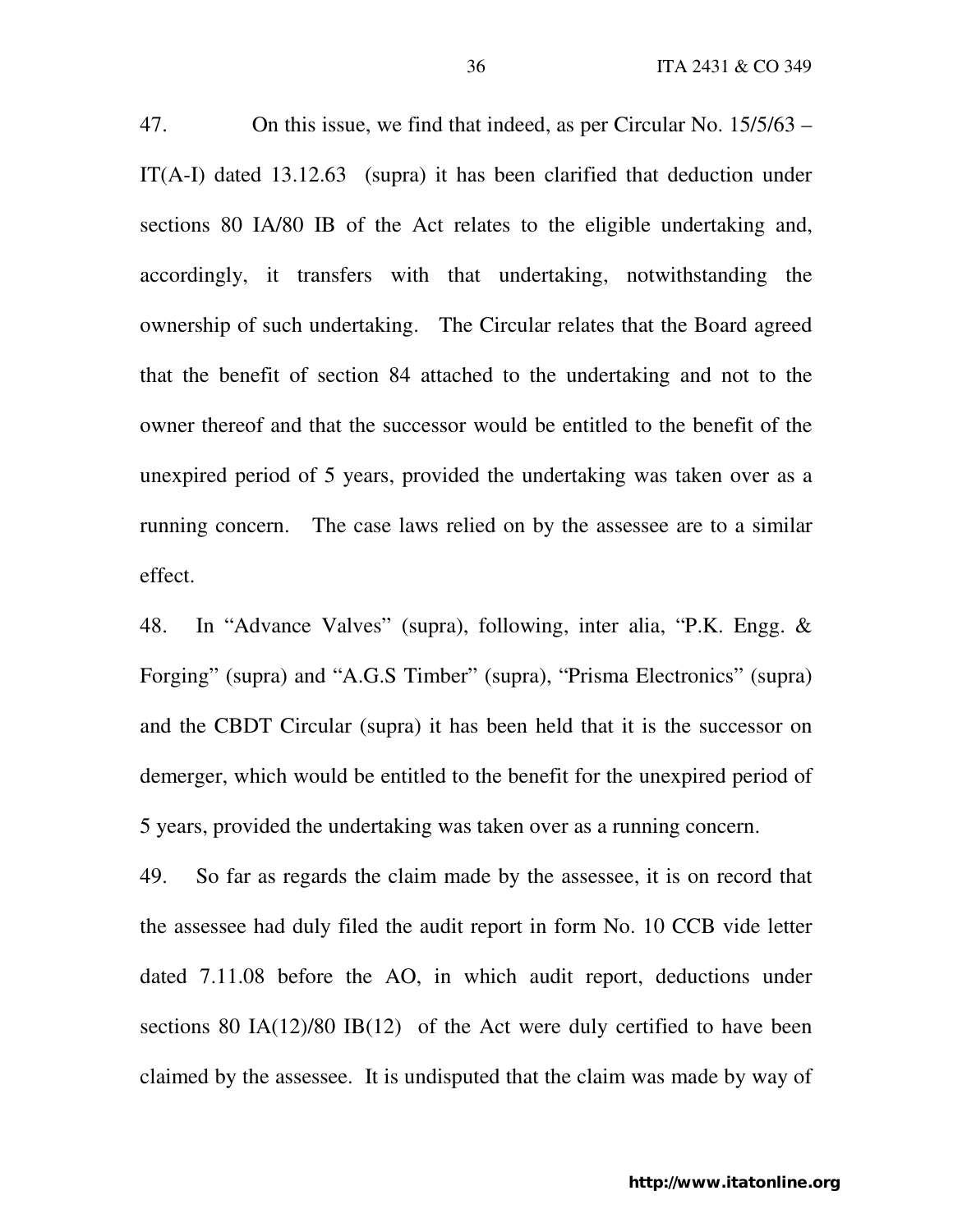47. On this issue, we find that indeed, as per Circular No. 15/5/63 – IT(A-I) dated 13.12.63 (supra) it has been clarified that deduction under sections 80 IA/80 IB of the Act relates to the eligible undertaking and, accordingly, it transfers with that undertaking, notwithstanding the ownership of such undertaking. The Circular relates that the Board agreed that the benefit of section 84 attached to the undertaking and not to the owner thereof and that the successor would be entitled to the benefit of the unexpired period of 5 years, provided the undertaking was taken over as a running concern. The case laws relied on by the assessee are to a similar effect.

48. In "Advance Valves" (supra), following, inter alia, "P.K. Engg. & Forging" (supra) and "A.G.S Timber" (supra), "Prisma Electronics" (supra) and the CBDT Circular (supra) it has been held that it is the successor on demerger, which would be entitled to the benefit for the unexpired period of 5 years, provided the undertaking was taken over as a running concern.

49. So far as regards the claim made by the assessee, it is on record that the assessee had duly filed the audit report in form No. 10 CCB vide letter dated 7.11.08 before the AO, in which audit report, deductions under sections 80 IA(12)/80 IB(12) of the Act were duly certified to have been claimed by the assessee. It is undisputed that the claim was made by way of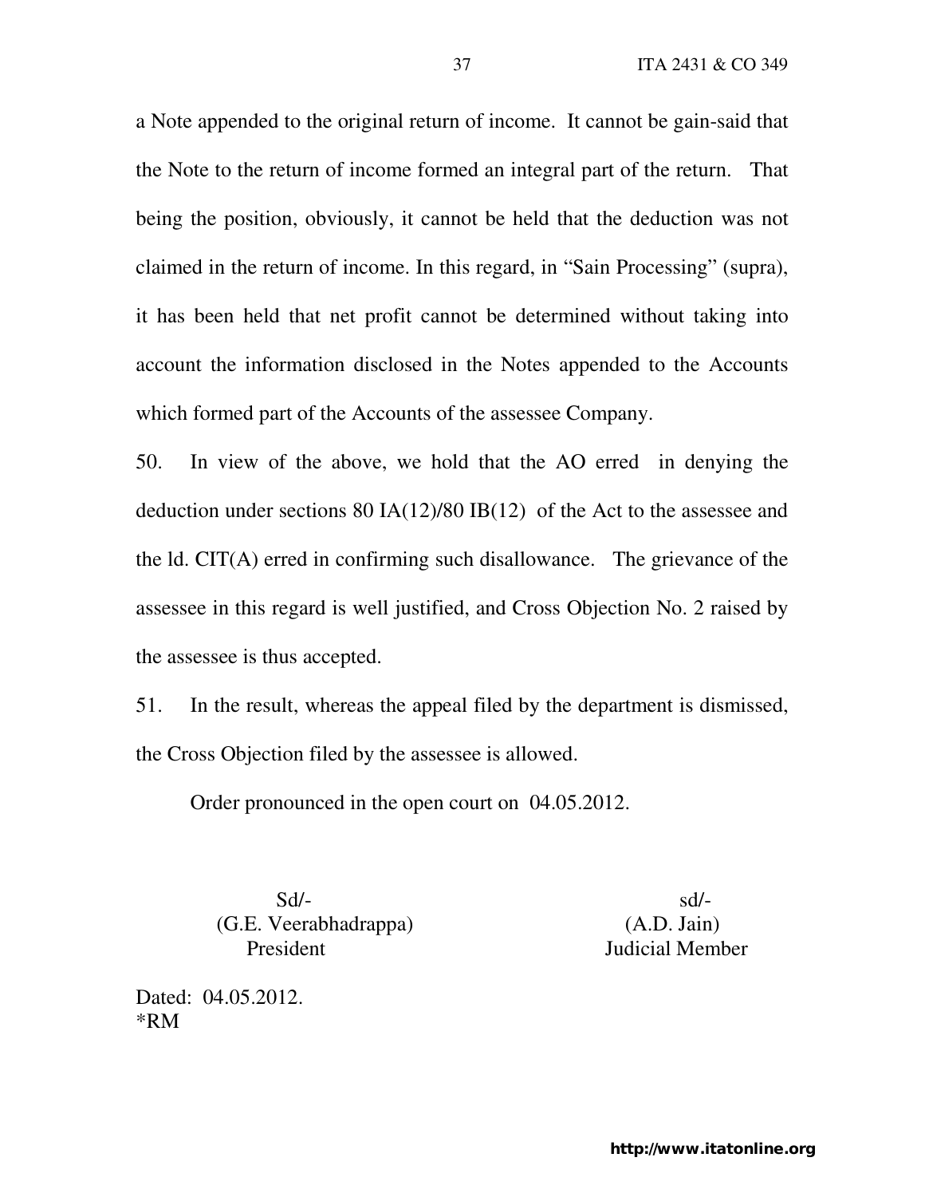a Note appended to the original return of income. It cannot be gain-said that the Note to the return of income formed an integral part of the return. That being the position, obviously, it cannot be held that the deduction was not claimed in the return of income. In this regard, in "Sain Processing" (supra), it has been held that net profit cannot be determined without taking into account the information disclosed in the Notes appended to the Accounts which formed part of the Accounts of the assessee Company.

50. In view of the above, we hold that the AO erred in denying the deduction under sections 80 IA(12)/80 IB(12) of the Act to the assessee and the ld. CIT(A) erred in confirming such disallowance. The grievance of the assessee in this regard is well justified, and Cross Objection No. 2 raised by the assessee is thus accepted.

51. In the result, whereas the appeal filed by the department is dismissed, the Cross Objection filed by the assessee is allowed.

Order pronounced in the open court on 04.05.2012.

| Sd/- | sd/- |
|---|---|
| (G.E. Veerabhadrappa) | (A.D. Jain) |
| President | Judicial Member |

Dated: 04.05.2012.
*RM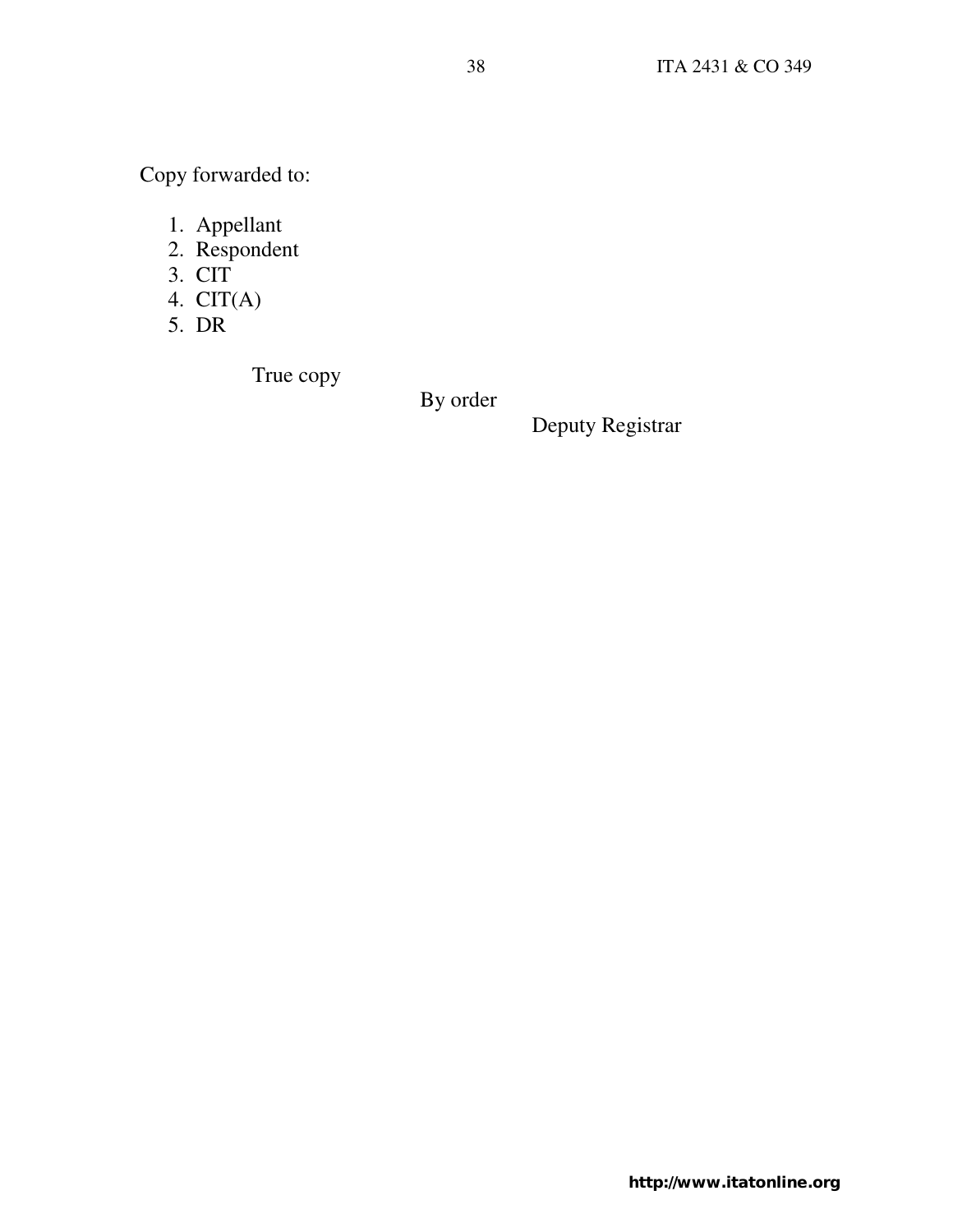Copy forwarded to:

1. Appellant
2. Respondent
3. CIT
4. CIT(A)
5. DR

True copy

By order

Deputy Registrar